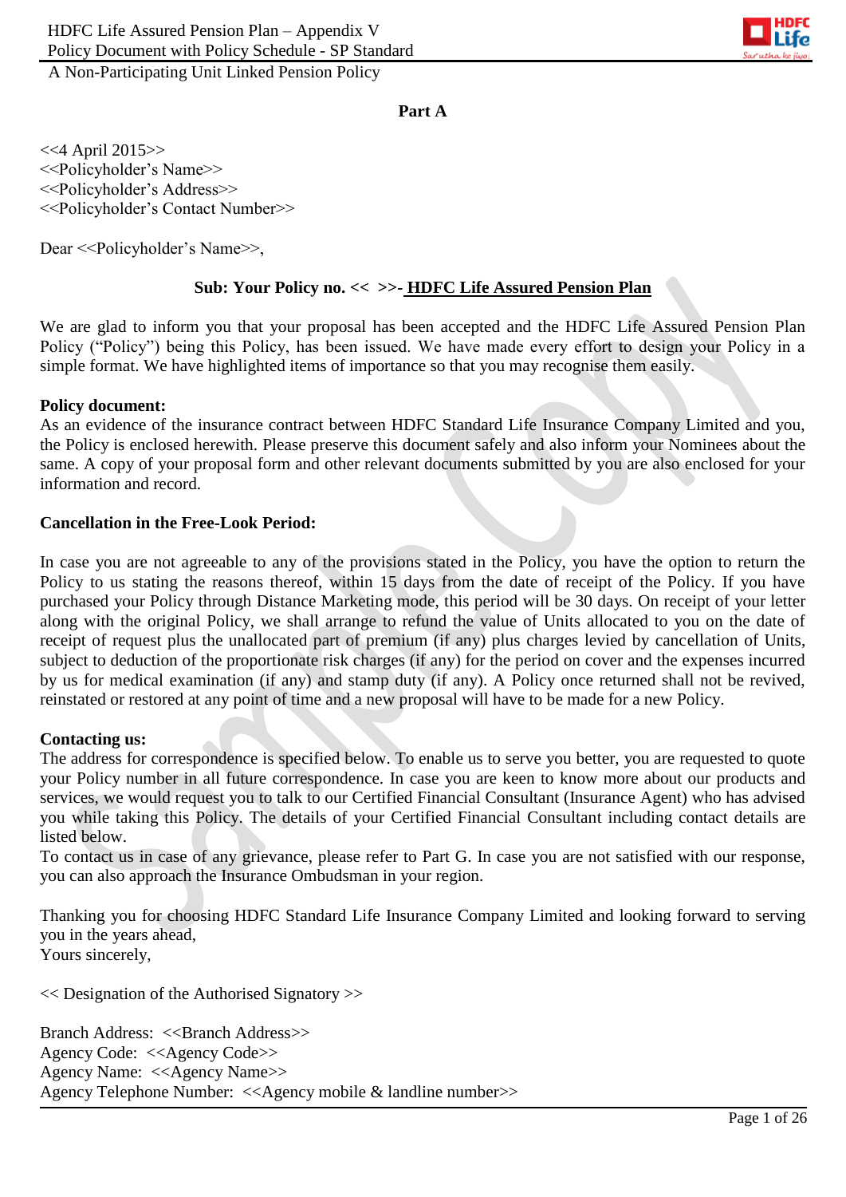## Part A

<<4 April 2015>>
<<Policyholder's Name>>
<<Policyholder's Address>>
<<Policyholder's Contact Number>>

Dear <<Policyholder's Name>>,

**Sub: Your Policy no. << >>- HDFC Life Assured Pension Plan**

We are glad to inform you that your proposal has been accepted and the HDFC Life Assured Pension Plan Policy ("Policy") being this Policy, has been issued. We have made every effort to design your Policy in a simple format. We have highlighted items of importance so that you may recognise them easily.

**Policy document:**
As an evidence of the insurance contract between HDFC Standard Life Insurance Company Limited and you, the Policy is enclosed herewith. Please preserve this document safely and also inform your Nominees about the same. A copy of your proposal form and other relevant documents submitted by you are also enclosed for your information and record.

**Cancellation in the Free-Look Period:**

In case you are not agreeable to any of the provisions stated in the Policy, you have the option to return the Policy to us stating the reasons thereof, within 15 days from the date of receipt of the Policy. If you have purchased your Policy through Distance Marketing mode, this period will be 30 days. On receipt of your letter along with the original Policy, we shall arrange to refund the value of Units allocated to you on the date of receipt of request plus the unallocated part of premium (if any) plus charges levied by cancellation of Units, subject to deduction of the proportionate risk charges (if any) for the period on cover and the expenses incurred by us for medical examination (if any) and stamp duty (if any). A Policy once returned shall not be revived, reinstated or restored at any point of time and a new proposal will have to be made for a new Policy.

**Contacting us:**
The address for correspondence is specified below. To enable us to serve you better, you are requested to quote your Policy number in all future correspondence. In case you are keen to know more about our products and services, we would request you to talk to our Certified Financial Consultant (Insurance Agent) who has advised you while taking this Policy. The details of your Certified Financial Consultant including contact details are listed below.
To contact us in case of any grievance, please refer to Part G. In case you are not satisfied with our response, you can also approach the Insurance Ombudsman in your region.

Thanking you for choosing HDFC Standard Life Insurance Company Limited and looking forward to serving you in the years ahead,
Yours sincerely,

<< Designation of the Authorised Signatory >>

Branch Address: <<Branch Address>>
Agency Code: <<Agency Code>>
Agency Name: <<Agency Name>>
Agency Telephone Number: <<Agency mobile & landline number>>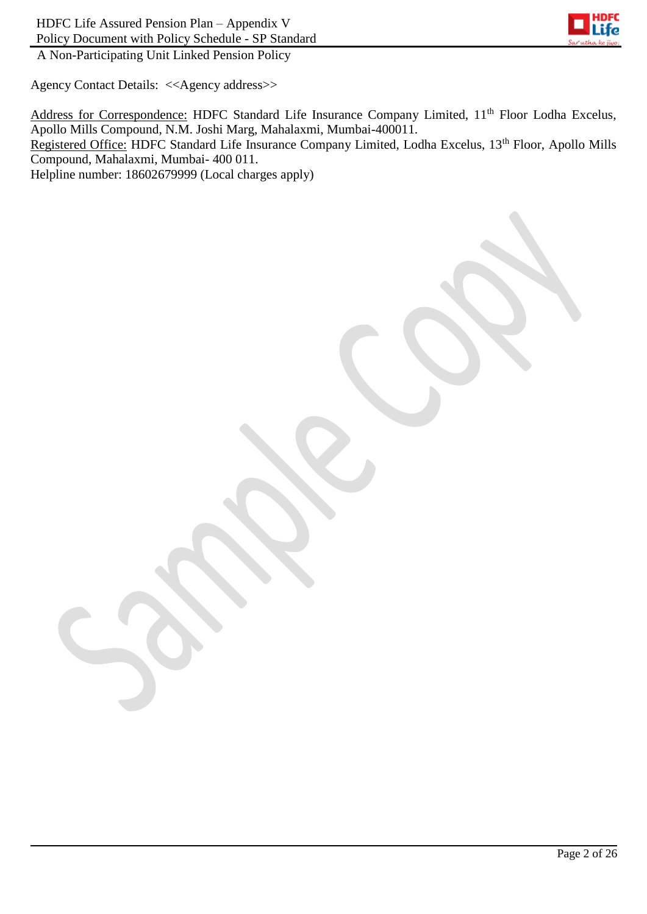Agency Contact Details: <<Agency address>>

Address for Correspondence: HDFC Standard Life Insurance Company Limited, 11th Floor Lodha Excelus, Apollo Mills Compound, N.M. Joshi Marg, Mahalaxmi, Mumbai-400011.
Registered Office: HDFC Standard Life Insurance Company Limited, Lodha Excelus, 13th Floor, Apollo Mills Compound, Mahalaxmi, Mumbai- 400 011.
Helpline number: 18602679999 (Local charges apply)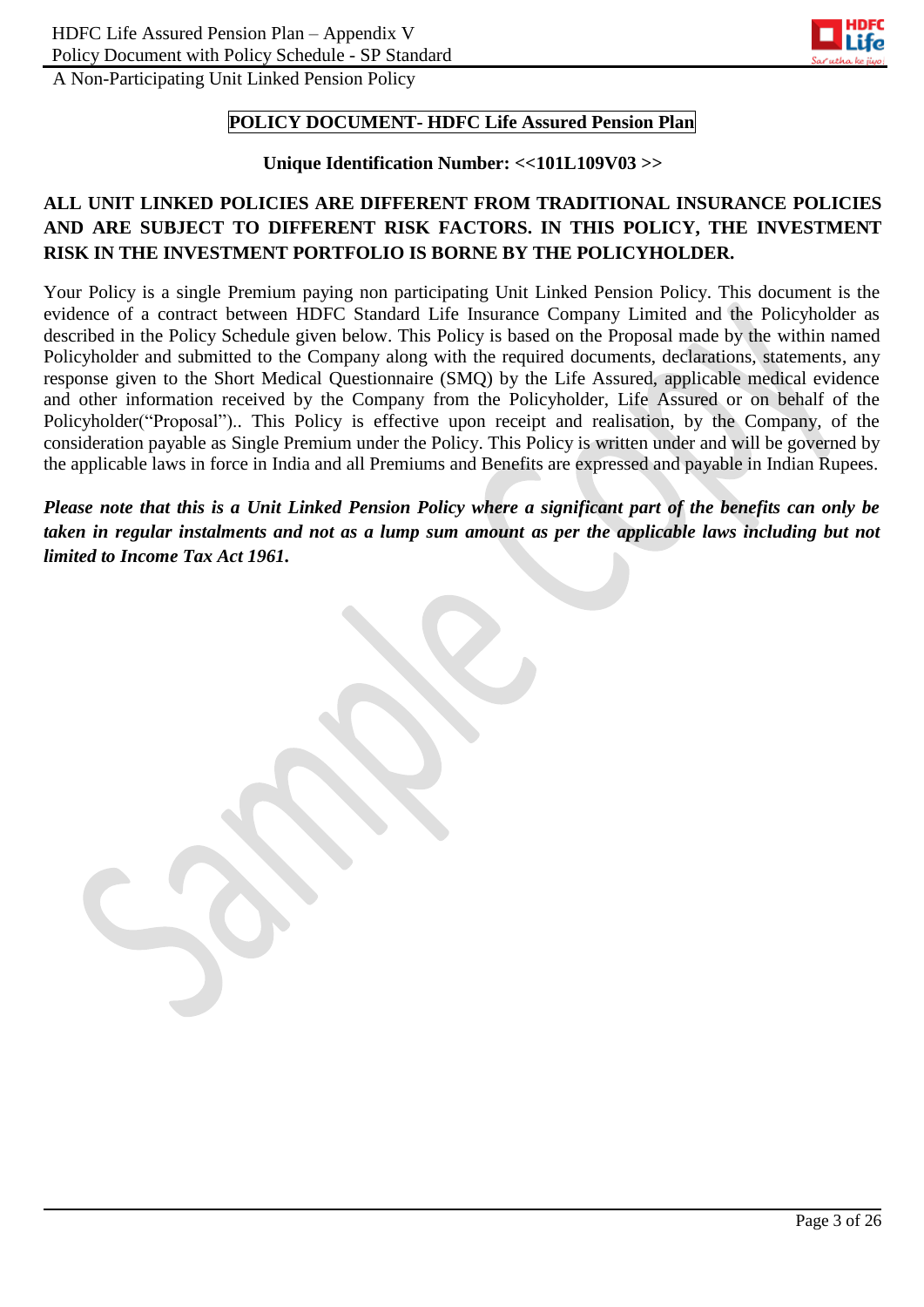# POLICY DOCUMENT- HDFC Life Assured Pension Plan

**Unique Identification Number: <<101L109V03 >>**

**ALL UNIT LINKED POLICIES ARE DIFFERENT FROM TRADITIONAL INSURANCE POLICIES AND ARE SUBJECT TO DIFFERENT RISK FACTORS. IN THIS POLICY, THE INVESTMENT RISK IN THE INVESTMENT PORTFOLIO IS BORNE BY THE POLICYHOLDER.**

Your Policy is a single Premium paying non participating Unit Linked Pension Policy. This document is the evidence of a contract between HDFC Standard Life Insurance Company Limited and the Policyholder as described in the Policy Schedule given below. This Policy is based on the Proposal made by the within named Policyholder and submitted to the Company along with the required documents, declarations, statements, any response given to the Short Medical Questionnaire (SMQ) by the Life Assured, applicable medical evidence and other information received by the Company from the Policyholder, Life Assured or on behalf of the Policyholder("Proposal").. This Policy is effective upon receipt and realisation, by the Company, of the consideration payable as Single Premium under the Policy. This Policy is written under and will be governed by the applicable laws in force in India and all Premiums and Benefits are expressed and payable in Indian Rupees.

***Please note that this is a Unit Linked Pension Policy where a significant part of the benefits can only be taken in regular instalments and not as a lump sum amount as per the applicable laws including but not limited to Income Tax Act 1961.***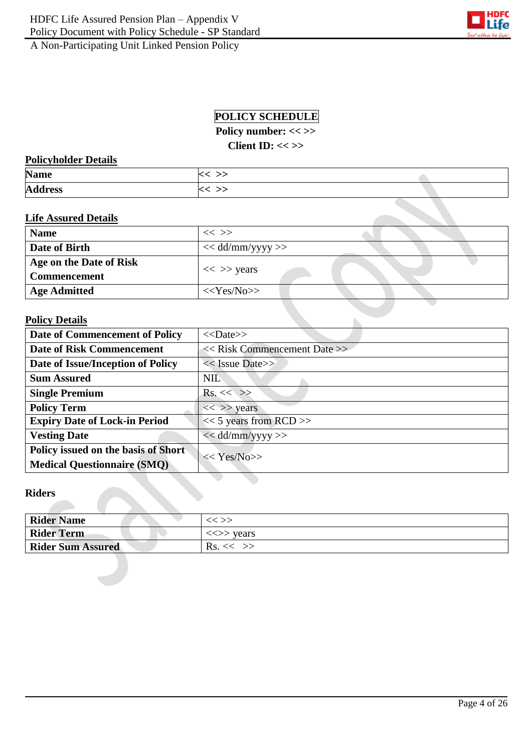# POLICY SCHEDULE

**Policy number: << >>**

**Client ID: << >>**

## Policyholder Details

| Name | << >> |
|---|---|
| Address | << >> |

## Life Assured Details

| Name | << >> |
|---|---|
| Date of Birth | << dd/mm/yyyy >> |
| Age on the Date of Risk Commencement | << >> years |
| Age Admitted | <<Yes/No>> |

## Policy Details

| Date of Commencement of Policy | <<Date>> |
|---|---|
| Date of Risk Commencement | << Risk Commencement Date >> |
| Date of Issue/Inception of Policy | << Issue Date>> |
| Sum Assured | NIL |
| Single Premium | Rs. << >> |
| Policy Term | << >> years |
| Expiry Date of Lock-in Period | << 5 years from RCD >> |
| Vesting Date | << dd/mm/yyyy >> |
| Policy issued on the basis of Short Medical Questionnaire (SMQ) | << Yes/No>> |

**Riders**

| Rider Name | << >> |
|---|---|
| Rider Term | <<>> years |
| Rider Sum Assured | Rs. << >> |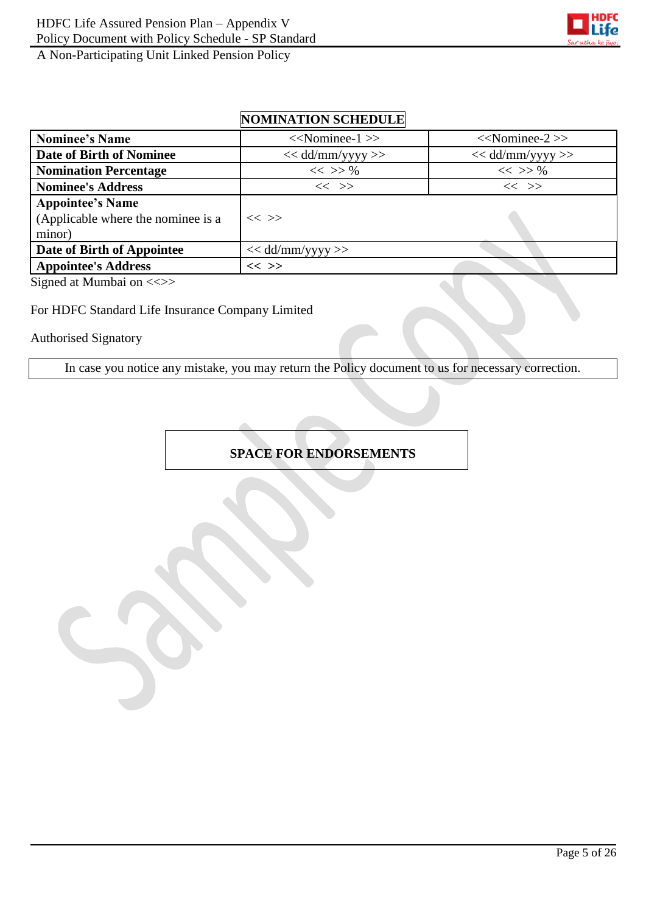## NOMINATION SCHEDULE

| **Nominee's Name** | <<Nominee-1 >> | <<Nominee-2 >> |
|---|---|---|
| **Date of Birth of Nominee** | << dd/mm/yyyy >> | << dd/mm/yyyy >> |
| **Nomination Percentage** | << >> % | << >> % |
| **Nominee's Address** | << >> | << >> |
| **Appointee's Name** (Applicable where the nominee is a minor) | << >> | |
| **Date of Birth of Appointee** | << dd/mm/yyyy >> | |
| **Appointee's Address** | << >> | |

Signed at Mumbai on <<>>

For HDFC Standard Life Insurance Company Limited

Authorised Signatory

In case you notice any mistake, you may return the Policy document to us for necessary correction.

**SPACE FOR ENDORSEMENTS**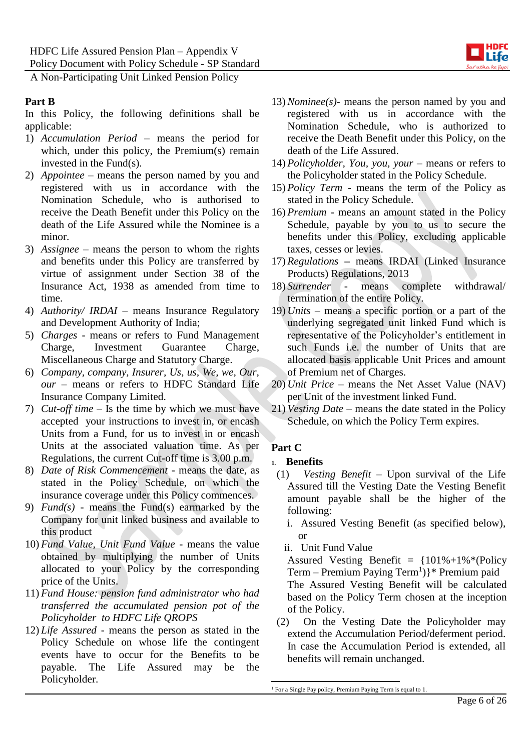## Part B

In this Policy, the following definitions shall be applicable:

1) *Accumulation Period* – means the period for which, under this policy, the Premium(s) remain invested in the Fund(s).
2) *Appointee* – means the person named by you and registered with us in accordance with the Nomination Schedule, who is authorised to receive the Death Benefit under this Policy on the death of the Life Assured while the Nominee is a minor.
3) *Assignee* – means the person to whom the rights and benefits under this Policy are transferred by virtue of assignment under Section 38 of the Insurance Act, 1938 as amended from time to time.
4) *Authority/ IRDAI* – means Insurance Regulatory and Development Authority of India;
5) *Charges* - means or refers to Fund Management Charge, Investment Guarantee Charge, Miscellaneous Charge and Statutory Charge.
6) *Company, company, Insurer, Us, us, We, we, Our, our* – means or refers to HDFC Standard Life Insurance Company Limited.
7) *Cut-off time* – Is the time by which we must have accepted your instructions to invest in, or encash Units from a Fund, for us to invest in or encash Units at the associated valuation time. As per Regulations, the current Cut-off time is 3.00 p.m.
8) *Date of Risk Commencement* - means the date, as stated in the Policy Schedule, on which the insurance coverage under this Policy commences.
9) *Fund(s)* - means the Fund(s) earmarked by the Company for unit linked business and available to this product
10) *Fund Value, Unit Fund Value* - means the value obtained by multiplying the number of Units allocated to your Policy by the corresponding price of the Units.
11) *Fund House: pension fund administrator who had transferred the accumulated pension pot of the Policyholder to HDFC Life QROPS*
12) *Life Assured* - means the person as stated in the Policy Schedule on whose life the contingent events have to occur for the Benefits to be payable. The Life Assured may be the Policyholder.
13) *Nominee(s)*- means the person named by you and registered with us in accordance with the Nomination Schedule, who is authorized to receive the Death Benefit under this Policy, on the death of the Life Assured.
14) *Policyholder, You, you, your* – means or refers to the Policyholder stated in the Policy Schedule.
15) *Policy Term* - means the term of the Policy as stated in the Policy Schedule.
16) *Premium* - means an amount stated in the Policy Schedule, payable by you to us to secure the benefits under this Policy, excluding applicable taxes, cesses or levies.
17) *Regulations* – means IRDAI (Linked Insurance Products) Regulations, 2013
18) *Surrender* - means complete withdrawal/ termination of the entire Policy.
19) *Units* – means a specific portion or a part of the underlying segregated unit linked Fund which is representative of the Policyholder's entitlement in such Funds i.e. the number of Units that are allocated basis applicable Unit Prices and amount of Premium net of Charges.
20) *Unit Price* – means the Net Asset Value (NAV) per Unit of the investment linked Fund.
21) *Vesting Date* – means the date stated in the Policy Schedule, on which the Policy Term expires.

## Part C

1. **Benefits**

(1) *Vesting Benefit* – Upon survival of the Life Assured till the Vesting Date the Vesting Benefit amount payable shall be the higher of the following:

i. Assured Vesting Benefit (as specified below), or

ii. Unit Fund Value

Assured Vesting Benefit = {101%+1%*(Policy Term – Premium Paying Term[1])}* Premium paid

The Assured Vesting Benefit will be calculated based on the Policy Term chosen at the inception of the Policy.

(2) On the Vesting Date the Policyholder may extend the Accumulation Period/deferment period. In case the Accumulation Period is extended, all benefits will remain unchanged.

---

[1] For a Single Pay policy, Premium Paying Term is equal to 1.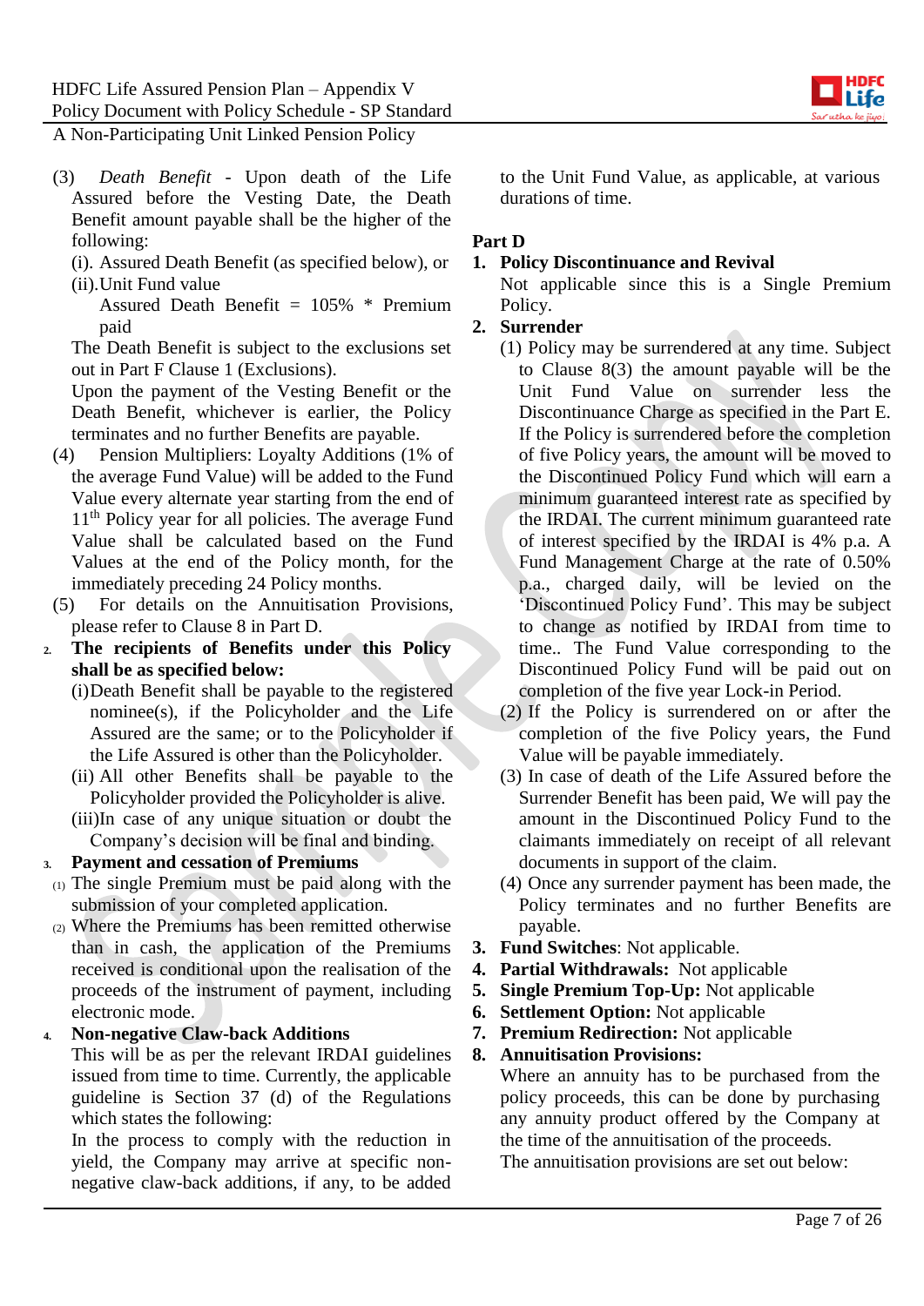(3) *Death Benefit* - Upon death of the Life Assured before the Vesting Date, the Death Benefit amount payable shall be the higher of the following:

(i). Assured Death Benefit (as specified below), or

(ii).Unit Fund value

Assured Death Benefit = 105% * Premium paid

The Death Benefit is subject to the exclusions set out in Part F Clause 1 (Exclusions).

Upon the payment of the Vesting Benefit or the Death Benefit, whichever is earlier, the Policy terminates and no further Benefits are payable.

(4) Pension Multipliers: Loyalty Additions (1% of the average Fund Value) will be added to the Fund Value every alternate year starting from the end of 11th Policy year for all policies. The average Fund Value shall be calculated based on the Fund Values at the end of the Policy month, for the immediately preceding 24 Policy months.

(5) For details on the Annuitisation Provisions, please refer to Clause 8 in Part D.

2. **The recipients of Benefits under this Policy shall be as specified below:**

(i)Death Benefit shall be payable to the registered nominee(s), if the Policyholder and the Life Assured are the same; or to the Policyholder if the Life Assured is other than the Policyholder.

(ii) All other Benefits shall be payable to the Policyholder provided the Policyholder is alive.

(iii)In case of any unique situation or doubt the Company's decision will be final and binding.

3. **Payment and cessation of Premiums**

(1) The single Premium must be paid along with the submission of your completed application.

(2) Where the Premiums has been remitted otherwise than in cash, the application of the Premiums received is conditional upon the realisation of the proceeds of the instrument of payment, including electronic mode.

4. **Non-negative Claw-back Additions**

This will be as per the relevant IRDAI guidelines issued from time to time. Currently, the applicable guideline is Section 37 (d) of the Regulations which states the following:

In the process to comply with the reduction in yield, the Company may arrive at specific non-negative claw-back additions, if any, to be added to the Unit Fund Value, as applicable, at various durations of time.

## Part D

1. **Policy Discontinuance and Revival**

Not applicable since this is a Single Premium Policy.

2. **Surrender**

(1) Policy may be surrendered at any time. Subject to Clause 8(3) the amount payable will be the Unit Fund Value on surrender less the Discontinuance Charge as specified in the Part E. If the Policy is surrendered before the completion of five Policy years, the amount will be moved to the Discontinued Policy Fund which will earn a minimum guaranteed interest rate as specified by the IRDAI. The current minimum guaranteed rate of interest specified by the IRDAI is 4% p.a. A Fund Management Charge at the rate of 0.50% p.a., charged daily, will be levied on the 'Discontinued Policy Fund'. This may be subject to change as notified by IRDAI from time to time.. The Fund Value corresponding to the Discontinued Policy Fund will be paid out on completion of the five year Lock-in Period.

(2) If the Policy is surrendered on or after the completion of the five Policy years, the Fund Value will be payable immediately.

(3) In case of death of the Life Assured before the Surrender Benefit has been paid, We will pay the amount in the Discontinued Policy Fund to the claimants immediately on receipt of all relevant documents in support of the claim.

(4) Once any surrender payment has been made, the Policy terminates and no further Benefits are payable.

3. **Fund Switches**: Not applicable.
4. **Partial Withdrawals:** Not applicable
5. **Single Premium Top-Up:** Not applicable
6. **Settlement Option:** Not applicable
7. **Premium Redirection:** Not applicable
8. **Annuitisation Provisions:**

Where an annuity has to be purchased from the policy proceeds, this can be done by purchasing any annuity product offered by the Company at the time of the annuitisation of the proceeds.

The annuitisation provisions are set out below: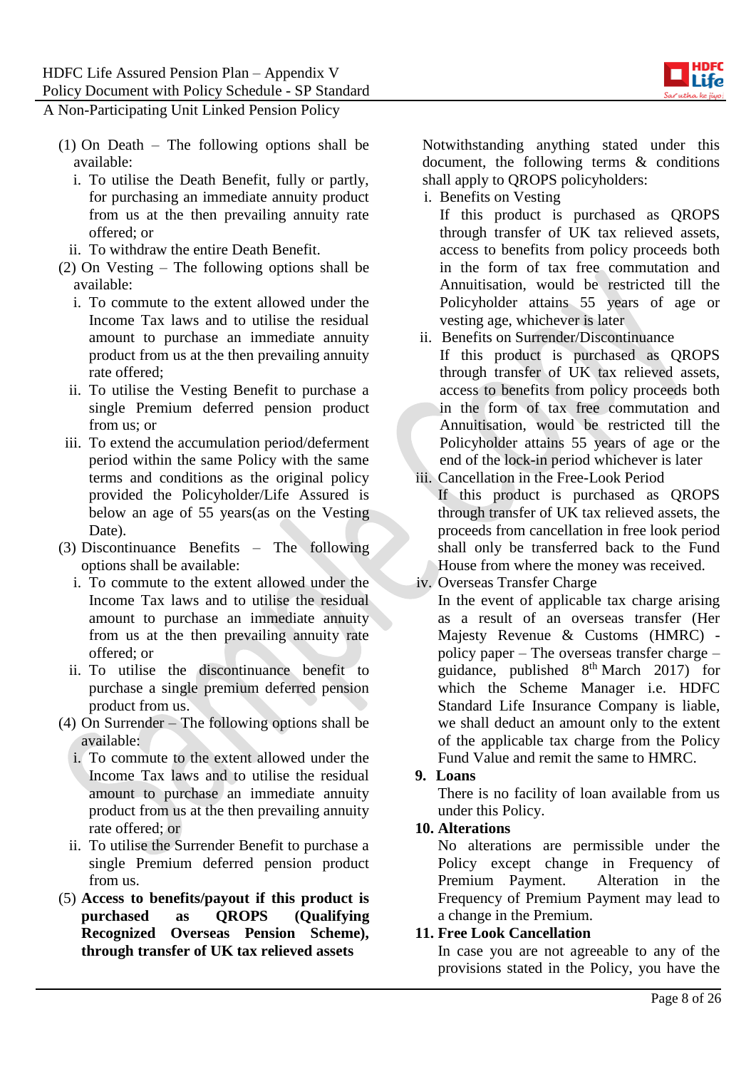(1) On Death – The following options shall be available:

i. To utilise the Death Benefit, fully or partly, for purchasing an immediate annuity product from us at the then prevailing annuity rate offered; or
ii. To withdraw the entire Death Benefit.

(2) On Vesting – The following options shall be available:

i. To commute to the extent allowed under the Income Tax laws and to utilise the residual amount to purchase an immediate annuity product from us at the then prevailing annuity rate offered;
ii. To utilise the Vesting Benefit to purchase a single Premium deferred pension product from us; or
iii. To extend the accumulation period/deferment period within the same Policy with the same terms and conditions as the original policy provided the Policyholder/Life Assured is below an age of 55 years(as on the Vesting Date).

(3) Discontinuance Benefits – The following options shall be available:

i. To commute to the extent allowed under the Income Tax laws and to utilise the residual amount to purchase an immediate annuity from us at the then prevailing annuity rate offered; or
ii. To utilise the discontinuance benefit to purchase a single premium deferred pension product from us.

(4) On Surrender – The following options shall be available:

i. To commute to the extent allowed under the Income Tax laws and to utilise the residual amount to purchase an immediate annuity product from us at the then prevailing annuity rate offered; or
ii. To utilise the Surrender Benefit to purchase a single Premium deferred pension product from us.

(5) **Access to benefits/payout if this product is purchased as QROPS (Qualifying Recognized Overseas Pension Scheme), through transfer of UK tax relieved assets**

Notwithstanding anything stated under this document, the following terms & conditions shall apply to QROPS policyholders:

i. Benefits on Vesting
If this product is purchased as QROPS through transfer of UK tax relieved assets, access to benefits from policy proceeds both in the form of tax free commutation and Annuitisation, would be restricted till the Policyholder attains 55 years of age or vesting age, whichever is later
ii. Benefits on Surrender/Discontinuance
If this product is purchased as QROPS through transfer of UK tax relieved assets, access to benefits from policy proceeds both in the form of tax free commutation and Annuitisation, would be restricted till the Policyholder attains 55 years of age or the end of the lock-in period whichever is later
iii. Cancellation in the Free-Look Period
If this product is purchased as QROPS through transfer of UK tax relieved assets, the proceeds from cancellation in free look period shall only be transferred back to the Fund House from where the money was received.
iv. Overseas Transfer Charge
In the event of applicable tax charge arising as a result of an overseas transfer (Her Majesty Revenue & Customs (HMRC) - policy paper – The overseas transfer charge – guidance, published 8th March 2017) for which the Scheme Manager i.e. HDFC Standard Life Insurance Company is liable, we shall deduct an amount only to the extent of the applicable tax charge from the Policy Fund Value and remit the same to HMRC.

**9. Loans**

There is no facility of loan available from us under this Policy.

**10. Alterations**

No alterations are permissible under the Policy except change in Frequency of Premium Payment. Alteration in the Frequency of Premium Payment may lead to a change in the Premium.

**11. Free Look Cancellation**

In case you are not agreeable to any of the provisions stated in the Policy, you have the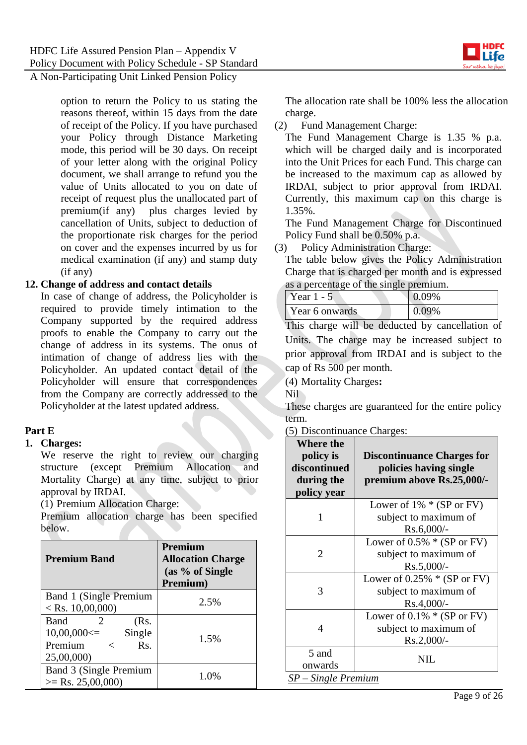option to return the Policy to us stating the reasons thereof, within 15 days from the date of receipt of the Policy. If you have purchased your Policy through Distance Marketing mode, this period will be 30 days. On receipt of your letter along with the original Policy document, we shall arrange to refund you the value of Units allocated to you on date of receipt of request plus the unallocated part of premium(if any) plus charges levied by cancellation of Units, subject to deduction of the proportionate risk charges for the period on cover and the expenses incurred by us for medical examination (if any) and stamp duty (if any)

**12. Change of address and contact details**

In case of change of address, the Policyholder is required to provide timely intimation to the Company supported by the required address proofs to enable the Company to carry out the change of address in its systems. The onus of intimation of change of address lies with the Policyholder. An updated contact detail of the Policyholder will ensure that correspondences from the Company are correctly addressed to the Policyholder at the latest updated address.

## Part E

**1. Charges:**

We reserve the right to review our charging structure (except Premium Allocation and Mortality Charge) at any time, subject to prior approval by IRDAI.

(1) Premium Allocation Charge:

Premium allocation charge has been specified below.

| **Premium Band** | **Premium Allocation Charge (as % of Single Premium)** |
|---|---|
| Band 1 (Single Premium < Rs. 10,00,000) | 2.5% |
| Band 2 (Rs. 10,00,000<= Single Premium < Rs. 25,00,000) | 1.5% |
| Band 3 (Single Premium >= Rs. 25,00,000) | 1.0% |

The allocation rate shall be 100% less the allocation charge.

(2) Fund Management Charge:

The Fund Management Charge is 1.35 % p.a. which will be charged daily and is incorporated into the Unit Prices for each Fund. This charge can be increased to the maximum cap as allowed by IRDAI, subject to prior approval from IRDAI. Currently, this maximum cap on this charge is 1.35%.

The Fund Management Charge for Discontinued Policy Fund shall be 0.50% p.a.

(3) Policy Administration Charge:

The table below gives the Policy Administration Charge that is charged per month and is expressed as a percentage of the single premium.

| Year 1 - 5 | 0.09% |
|---|---|
| Year 6 onwards | 0.09% |

This charge will be deducted by cancellation of Units. The charge may be increased subject to prior approval from IRDAI and is subject to the cap of Rs 500 per month.

(4) Mortality Charges**:**

Nil

These charges are guaranteed for the entire policy term.

(5) Discontinuance Charges:

| **Where the policy is discontinued during the policy year** | **Discontinuance Charges for policies having single premium above Rs.25,000/-** |
|---|---|
| 1 | Lower of 1% * (SP or FV) subject to maximum of Rs.6,000/- |
| 2 | Lower of 0.5% * (SP or FV) subject to maximum of Rs.5,000/- |
| 3 | Lower of 0.25% * (SP or FV) subject to maximum of Rs.4,000/- |
| 4 | Lower of 0.1% * (SP or FV) subject to maximum of Rs.2,000/- |
| 5 and onwards | NIL |

*SP – Single Premium*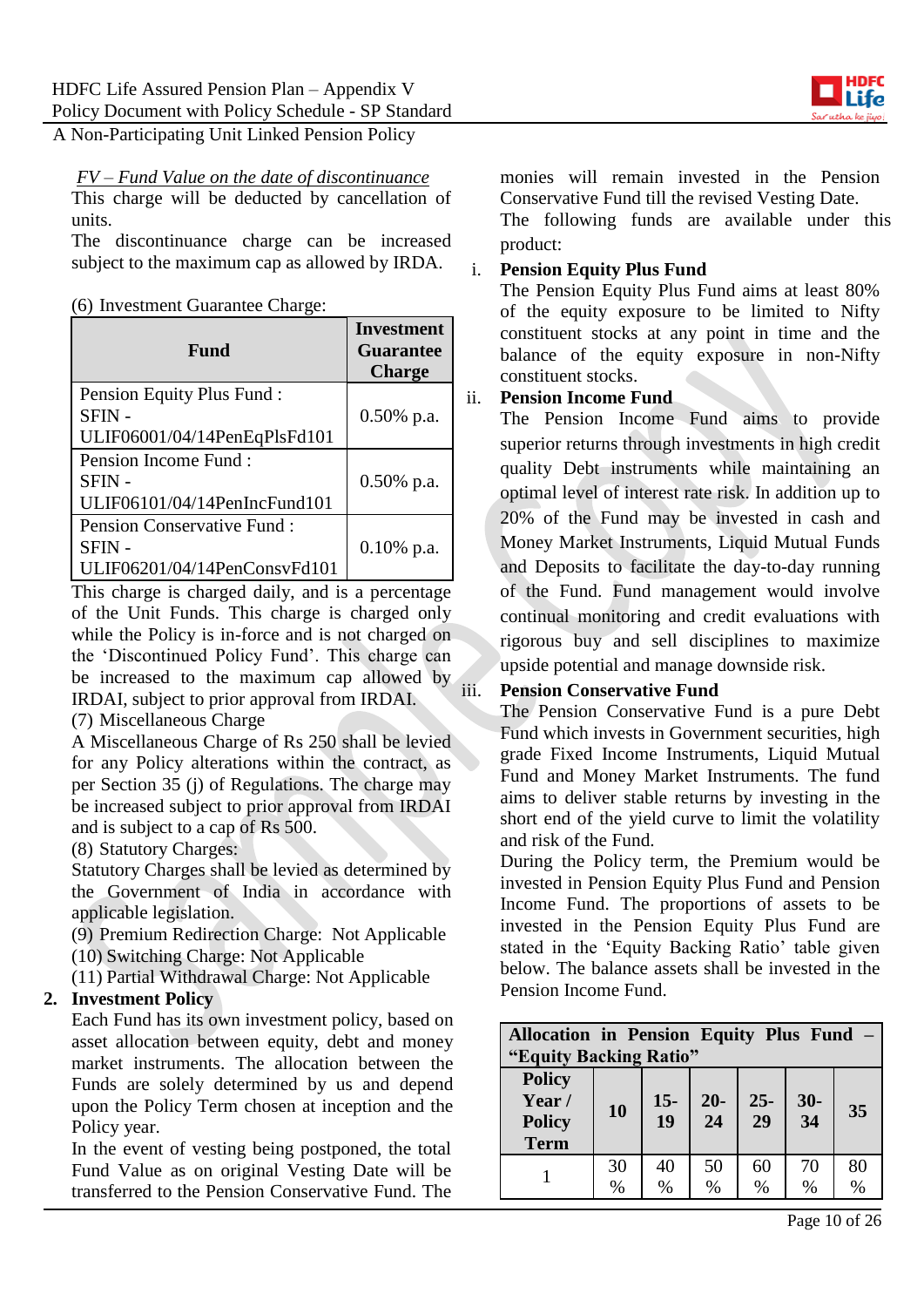*FV – Fund Value on the date of discontinuance*

This charge will be deducted by cancellation of units.

The discontinuance charge can be increased subject to the maximum cap as allowed by IRDA.

(6) Investment Guarantee Charge:

| Fund | Investment Guarantee Charge |
|---|---|
| Pension Equity Plus Fund : SFIN - ULIF06001/04/14PenEqPlsFd101 | 0.50% p.a. |
| Pension Income Fund : SFIN - ULIF06101/04/14PenIncFund101 | 0.50% p.a. |
| Pension Conservative Fund : SFIN - ULIF06201/04/14PenConsvFd101 | 0.10% p.a. |

This charge is charged daily, and is a percentage of the Unit Funds. This charge is charged only while the Policy is in-force and is not charged on the 'Discontinued Policy Fund'. This charge can be increased to the maximum cap allowed by IRDAI, subject to prior approval from IRDAI.

(7) Miscellaneous Charge

A Miscellaneous Charge of Rs 250 shall be levied for any Policy alterations within the contract, as per Section 35 (j) of Regulations. The charge may be increased subject to prior approval from IRDAI and is subject to a cap of Rs 500.

(8) Statutory Charges:

Statutory Charges shall be levied as determined by the Government of India in accordance with applicable legislation.

(9) Premium Redirection Charge: Not Applicable

(10) Switching Charge: Not Applicable

(11) Partial Withdrawal Charge: Not Applicable

**2. Investment Policy**

Each Fund has its own investment policy, based on asset allocation between equity, debt and money market instruments. The allocation between the Funds are solely determined by us and depend upon the Policy Term chosen at inception and the Policy year.

In the event of vesting being postponed, the total Fund Value as on original Vesting Date will be transferred to the Pension Conservative Fund. The monies will remain invested in the Pension Conservative Fund till the revised Vesting Date.

The following funds are available under this product:

i. **Pension Equity Plus Fund**

The Pension Equity Plus Fund aims at least 80% of the equity exposure to be limited to Nifty constituent stocks at any point in time and the balance of the equity exposure in non-Nifty constituent stocks.

ii. **Pension Income Fund**

The Pension Income Fund aims to provide superior returns through investments in high credit quality Debt instruments while maintaining an optimal level of interest rate risk. In addition up to 20% of the Fund may be invested in cash and Money Market Instruments, Liquid Mutual Funds and Deposits to facilitate the day-to-day running of the Fund. Fund management would involve continual monitoring and credit evaluations with rigorous buy and sell disciplines to maximize upside potential and manage downside risk.

iii. **Pension Conservative Fund**

The Pension Conservative Fund is a pure Debt Fund which invests in Government securities, high grade Fixed Income Instruments, Liquid Mutual Fund and Money Market Instruments. The fund aims to deliver stable returns by investing in the short end of the yield curve to limit the volatility and risk of the Fund.

During the Policy term, the Premium would be invested in Pension Equity Plus Fund and Pension Income Fund. The proportions of assets to be invested in the Pension Equity Plus Fund are stated in the 'Equity Backing Ratio' table given below. The balance assets shall be invested in the Pension Income Fund.

| **Allocation in Pension Equity Plus Fund – "Equity Backing Ratio"** | | | | | | |
|---|---|---|---|---|---|---|
| **Policy Year / Policy Term** | **10** | **15-19** | **20-24** | **25-29** | **30-34** | **35** |
| 1 | 30 % | 40 % | 50 % | 60 % | 70 % | 80 % |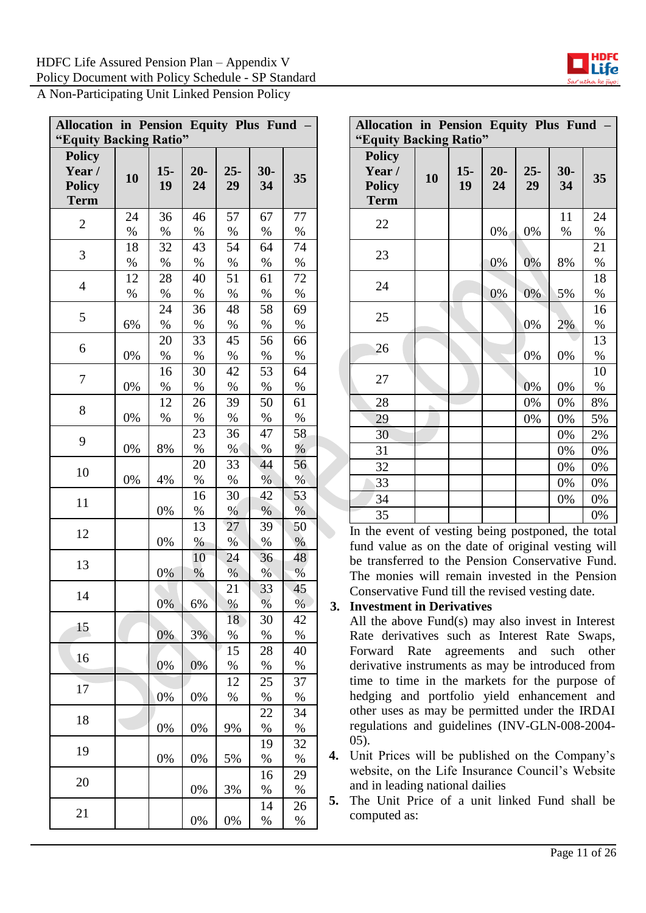A Non-Participating Unit Linked Pension Policy

| Allocation in Pension Equity Plus Fund – "Equity Backing Ratio" | | | | | | |
|---|---|---|---|---|---|---|
| Policy Year / Policy Term | 10 | 15-19 | 20-24 | 25-29 | 30-34 | 35 |
| 2 | 24% | 36% | 46% | 57% | 67% | 77% |
| 3 | 18% | 32% | 43% | 54% | 64% | 74% |
| 4 | 12% | 28% | 40% | 51% | 61% | 72% |
| 5 | 6% | 24% | 36% | 48% | 58% | 69% |
| 6 | 0% | 20% | 33% | 45% | 56% | 66% |
| 7 | 0% | 16% | 30% | 42% | 53% | 64% |
| 8 | 0% | 12% | 26% | 39% | 50% | 61% |
| 9 | 0% | 8% | 23% | 36% | 47% | 58% |
| 10 | 0% | 4% | 20% | 33% | 44% | 56% |
| 11 | | 0% | 16% | 30% | 42% | 53% |
| 12 | | 0% | 13% | 27% | 39% | 50% |
| 13 | | 0% | 10% | 24% | 36% | 48% |
| 14 | | 0% | 6% | 21% | 33% | 45% |
| 15 | | 0% | 3% | 18% | 30% | 42% |
| 16 | | 0% | 0% | 15% | 28% | 40% |
| 17 | | 0% | 0% | 12% | 25% | 37% |
| 18 | | 0% | 0% | 9% | 22% | 34% |
| 19 | | 0% | 0% | 5% | 19% | 32% |
| 20 | | | 0% | 3% | 16% | 29% |
| 21 | | | 0% | 0% | 14% | 26% |
| 22 | | | 0% | 0% | 11% | 24% |
| 23 | | | 0% | 0% | 8% | 21% |
| 24 | | | 0% | 0% | 5% | 18% |
| 25 | | | | 0% | 2% | 16% |
| 26 | | | | 0% | 0% | 13% |
| 27 | | | | 0% | 0% | 10% |
| 28 | | | | 0% | 0% | 8% |
| 29 | | | | 0% | 0% | 5% |
| 30 | | | | | 0% | 2% |
| 31 | | | | | 0% | 0% |
| 32 | | | | | 0% | 0% |
| 33 | | | | | 0% | 0% |
| 34 | | | | | 0% | 0% |
| 35 | | | | | | 0% |

In the event of vesting being postponed, the total fund value as on the date of original vesting will be transferred to the Pension Conservative Fund. The monies will remain invested in the Pension Conservative Fund till the revised vesting date.

3. **Investment in Derivatives**
   All the above Fund(s) may also invest in Interest Rate derivatives such as Interest Rate Swaps, Forward Rate agreements and such other derivative instruments as may be introduced from time to time in the markets for the purpose of hedging and portfolio yield enhancement and other uses as may be permitted under the IRDAI regulations and guidelines (INV-GLN-008-2004-05).
4. Unit Prices will be published on the Company's website, on the Life Insurance Council's Website and in leading national dailies
5. The Unit Price of a unit linked Fund shall be computed as: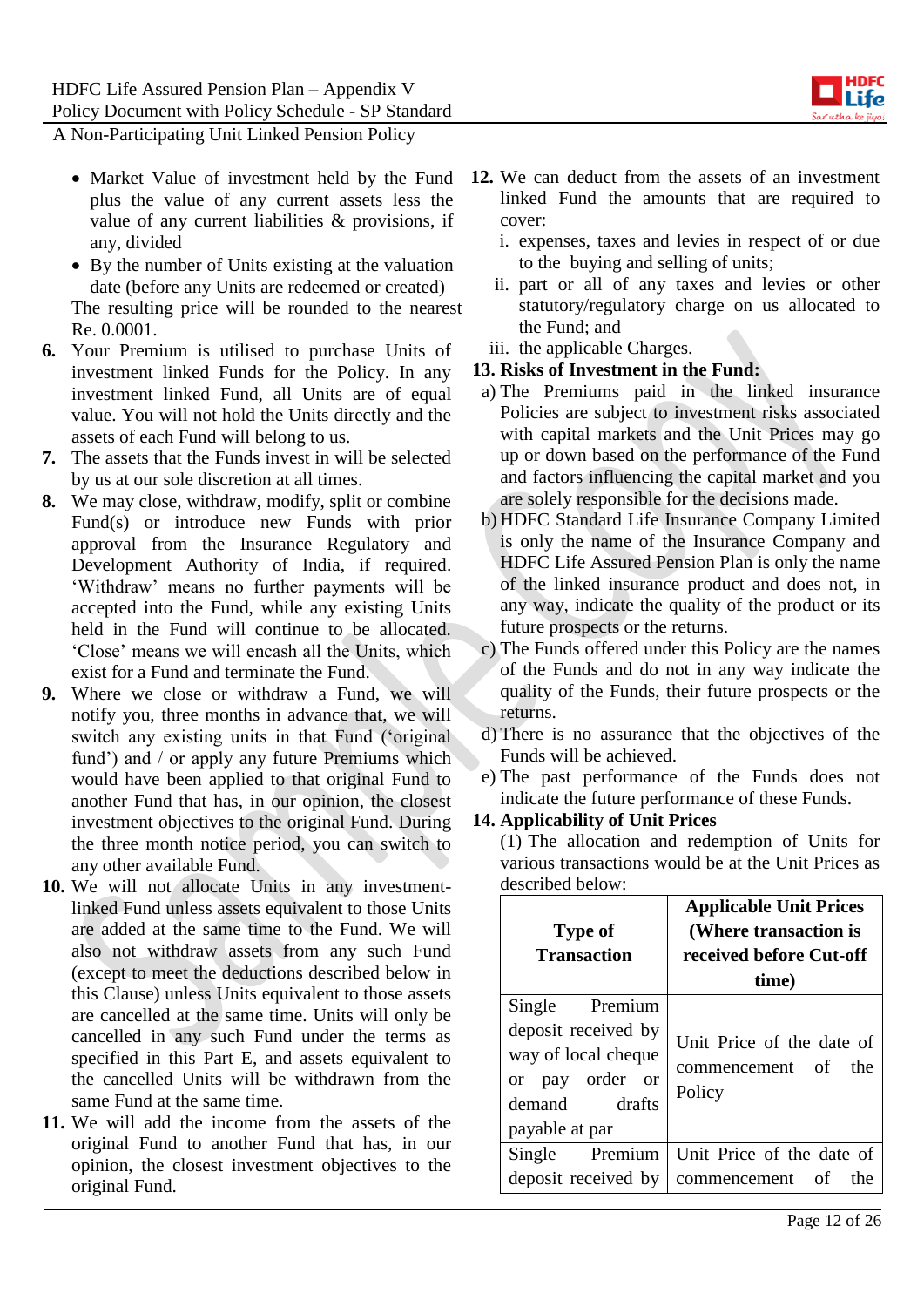- Market Value of investment held by the Fund plus the value of any current assets less the value of any current liabilities & provisions, if any, divided
- By the number of Units existing at the valuation date (before any Units are redeemed or created)

The resulting price will be rounded to the nearest Re. 0.0001.

**6.** Your Premium is utilised to purchase Units of investment linked Funds for the Policy. In any investment linked Fund, all Units are of equal value. You will not hold the Units directly and the assets of each Fund will belong to us.

**7.** The assets that the Funds invest in will be selected by us at our sole discretion at all times.

**8.** We may close, withdraw, modify, split or combine Fund(s) or introduce new Funds with prior approval from the Insurance Regulatory and Development Authority of India, if required. 'Withdraw' means no further payments will be accepted into the Fund, while any existing Units held in the Fund will continue to be allocated. 'Close' means we will encash all the Units, which exist for a Fund and terminate the Fund.

**9.** Where we close or withdraw a Fund, we will notify you, three months in advance that, we will switch any existing units in that Fund ('original fund') and / or apply any future Premiums which would have been applied to that original Fund to another Fund that has, in our opinion, the closest investment objectives to the original Fund. During the three month notice period, you can switch to any other available Fund.

**10.** We will not allocate Units in any investment-linked Fund unless assets equivalent to those Units are added at the same time to the Fund. We will also not withdraw assets from any such Fund (except to meet the deductions described below in this Clause) unless Units equivalent to those assets are cancelled at the same time. Units will only be cancelled in any such Fund under the terms as specified in this Part E, and assets equivalent to the cancelled Units will be withdrawn from the same Fund at the same time.

**11.** We will add the income from the assets of the original Fund to another Fund that has, in our opinion, the closest investment objectives to the original Fund.

**12.** We can deduct from the assets of an investment linked Fund the amounts that are required to cover:

i. expenses, taxes and levies in respect of or due to the buying and selling of units;

ii. part or all of any taxes and levies or other statutory/regulatory charge on us allocated to the Fund; and

iii. the applicable Charges.

**13. Risks of Investment in the Fund:**

a) The Premiums paid in the linked insurance Policies are subject to investment risks associated with capital markets and the Unit Prices may go up or down based on the performance of the Fund and factors influencing the capital market and you are solely responsible for the decisions made.

b) HDFC Standard Life Insurance Company Limited is only the name of the Insurance Company and HDFC Life Assured Pension Plan is only the name of the linked insurance product and does not, in any way, indicate the quality of the product or its future prospects or the returns.

c) The Funds offered under this Policy are the names of the Funds and do not in any way indicate the quality of the Funds, their future prospects or the returns.

d) There is no assurance that the objectives of the Funds will be achieved.

e) The past performance of the Funds does not indicate the future performance of these Funds.

**14. Applicability of Unit Prices**

(1) The allocation and redemption of Units for various transactions would be at the Unit Prices as described below:

| Type of Transaction | Applicable Unit Prices (Where transaction is received before Cut-off time) |
|---|---|
| Single Premium deposit received by way of local cheque or pay order or demand drafts payable at par | Unit Price of the date of commencement of the Policy |
| Single Premium deposit received by | Unit Price of the date of commencement of the |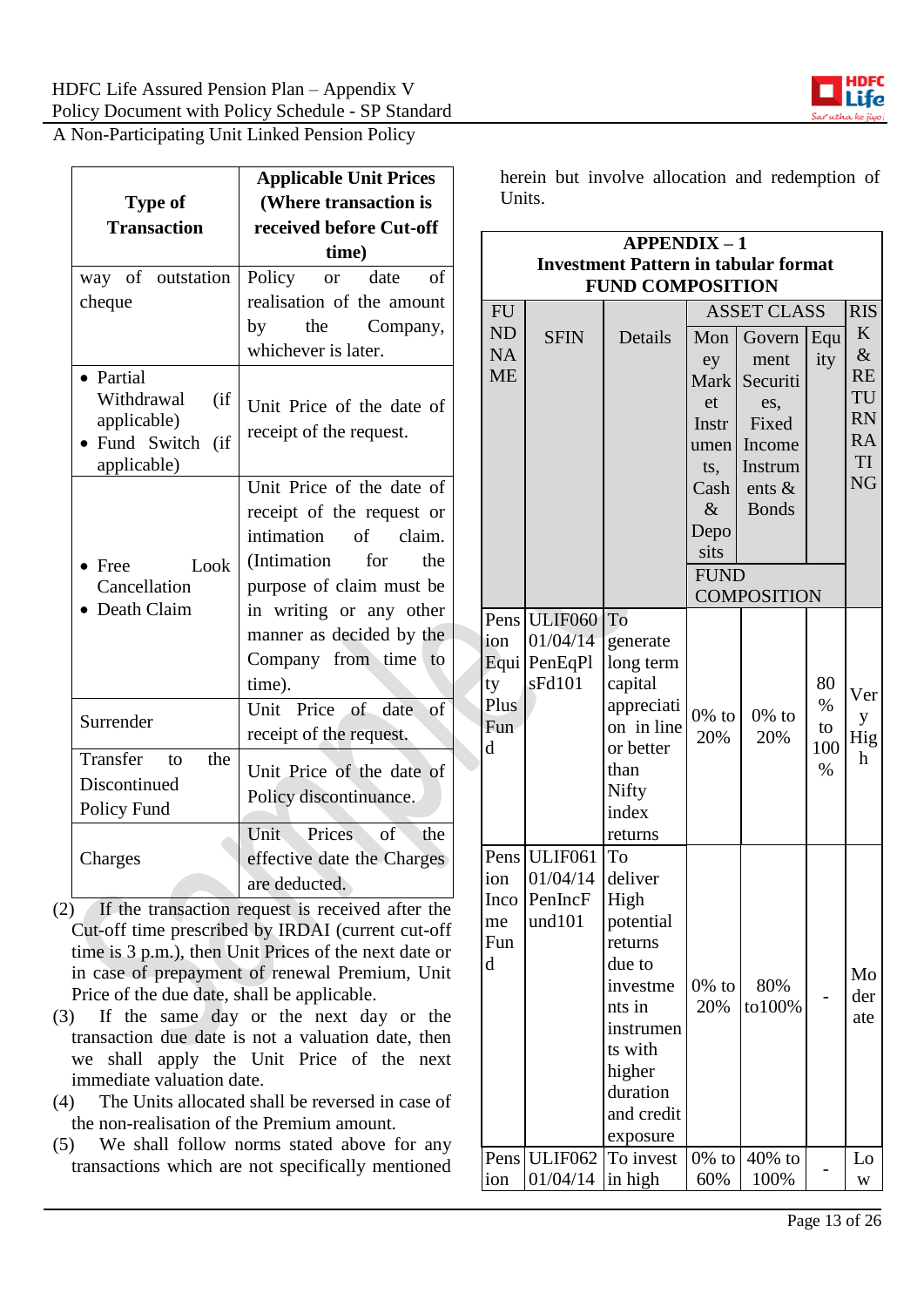A Non-Participating Unit Linked Pension Policy

| Type of Transaction | Applicable Unit Prices (Where transaction is received before Cut-off time) |
|---|---|
| way of outstation cheque | Policy or date of realisation of the amount by the Company, whichever is later. |
| • Partial Withdrawal (if applicable)<br>• Fund Switch (if applicable) | Unit Price of the date of receipt of the request. |
| • Free Look Cancellation<br>• Death Claim | Unit Price of the date of receipt of the request or intimation of claim. (Intimation for the purpose of claim must be in writing or any other manner as decided by the Company from time to time). |
| Surrender | Unit Price of date of receipt of the request. |
| Transfer to the Discontinued Policy Fund | Unit Price of the date of Policy discontinuance. |
| Charges | Unit Prices of the effective date the Charges are deducted. |

(2) If the transaction request is received after the Cut-off time prescribed by IRDAI (current cut-off time is 3 p.m.), then Unit Prices of the next date or in case of prepayment of renewal Premium, Unit Price of the due date, shall be applicable.

(3) If the same day or the next day or the transaction due date is not a valuation date, then we shall apply the Unit Price of the next immediate valuation date.

(4) The Units allocated shall be reversed in case of the non-realisation of the Premium amount.

(5) We shall follow norms stated above for any transactions which are not specifically mentioned herein but involve allocation and redemption of Units.

**APPENDIX – 1**
**Investment Pattern in tabular format**
**FUND COMPOSITION**

| FUND NAME | SFIN | Details | ASSET CLASS – FUND COMPOSITION: Money Market Instruments, Cash & Deposits | Government Securities, Fixed Income Instruments & Bonds | Equity | RISK & RETURN RATING |
|---|---|---|---|---|---|---|
| Pension Equity Plus Fund | ULIF060 01/04/14 PenEqPlsFd101 | To generate long term capital appreciation in line or better than Nifty index returns | 0% to 20% | 0% to 20% | 80% to 100% | Very High |
| Pension Income Fund | ULIF061 01/04/14 PenIncFund101 | To deliver High potential returns due to investments in instruments with higher duration and credit exposure | 0% to 20% | 80% to100% | - | Moderate |
| Pension | ULIF062 01/04/14 | To invest in high | 0% to 60% | 40% to 100% | - | Low |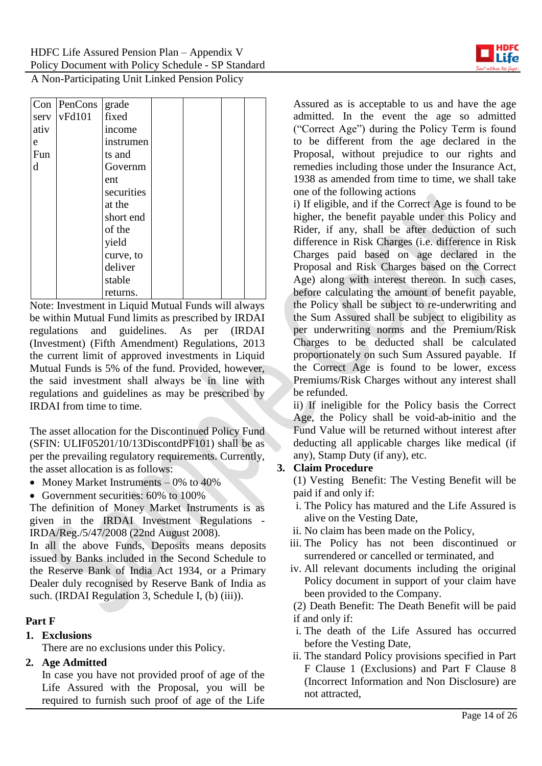| Conservative Fund | PenConsvFd101 | grade fixed income instruments and Government securities at the short end of the yield curve, to deliver stable returns. | | | | |
|---|---|---|---|---|---|---|

Note: Investment in Liquid Mutual Funds will always be within Mutual Fund limits as prescribed by IRDAI regulations and guidelines. As per (IRDAI (Investment) (Fifth Amendment) Regulations, 2013 the current limit of approved investments in Liquid Mutual Funds is 5% of the fund. Provided, however, the said investment shall always be in line with regulations and guidelines as may be prescribed by IRDAI from time to time.

The asset allocation for the Discontinued Policy Fund (SFIN: ULIF05201/10/13DiscontdPF101) shall be as per the prevailing regulatory requirements. Currently, the asset allocation is as follows:

- Money Market Instruments – 0% to 40%
- Government securities: 60% to 100%

The definition of Money Market Instruments is as given in the IRDAI Investment Regulations - IRDA/Reg./5/47/2008 (22nd August 2008).

In all the above Funds, Deposits means deposits issued by Banks included in the Second Schedule to the Reserve Bank of India Act 1934, or a Primary Dealer duly recognised by Reserve Bank of India as such. (IRDAI Regulation 3, Schedule I, (b) (iii)).

## Part F

1. **Exclusions**
   There are no exclusions under this Policy.
2. **Age Admitted**
   In case you have not provided proof of age of the Life Assured with the Proposal, you will be required to furnish such proof of age of the Life Assured as is acceptable to us and have the age admitted. In the event the age so admitted ("Correct Age") during the Policy Term is found to be different from the age declared in the Proposal, without prejudice to our rights and remedies including those under the Insurance Act, 1938 as amended from time to time, we shall take one of the following actions
   i) If eligible, and if the Correct Age is found to be higher, the benefit payable under this Policy and Rider, if any, shall be after deduction of such difference in Risk Charges (i.e. difference in Risk Charges paid based on age declared in the Proposal and Risk Charges based on the Correct Age) along with interest thereon. In such cases, before calculating the amount of benefit payable, the Policy shall be subject to re-underwriting and the Sum Assured shall be subject to eligibility as per underwriting norms and the Premium/Risk Charges to be deducted shall be calculated proportionately on such Sum Assured payable. If the Correct Age is found to be lower, excess Premiums/Risk Charges without any interest shall be refunded.
   ii) If ineligible for the Policy basis the Correct Age, the Policy shall be void-ab-initio and the Fund Value will be returned without interest after deducting all applicable charges like medical (if any), Stamp Duty (if any), etc.
3. **Claim Procedure**
   (1) Vesting Benefit: The Vesting Benefit will be paid if and only if:
   i. The Policy has matured and the Life Assured is alive on the Vesting Date,
   ii. No claim has been made on the Policy,
   iii. The Policy has not been discontinued or surrendered or cancelled or terminated, and
   iv. All relevant documents including the original Policy document in support of your claim have been provided to the Company.

   (2) Death Benefit: The Death Benefit will be paid if and only if:
   i. The death of the Life Assured has occurred before the Vesting Date,
   ii. The standard Policy provisions specified in Part F Clause 1 (Exclusions) and Part F Clause 8 (Incorrect Information and Non Disclosure) are not attracted,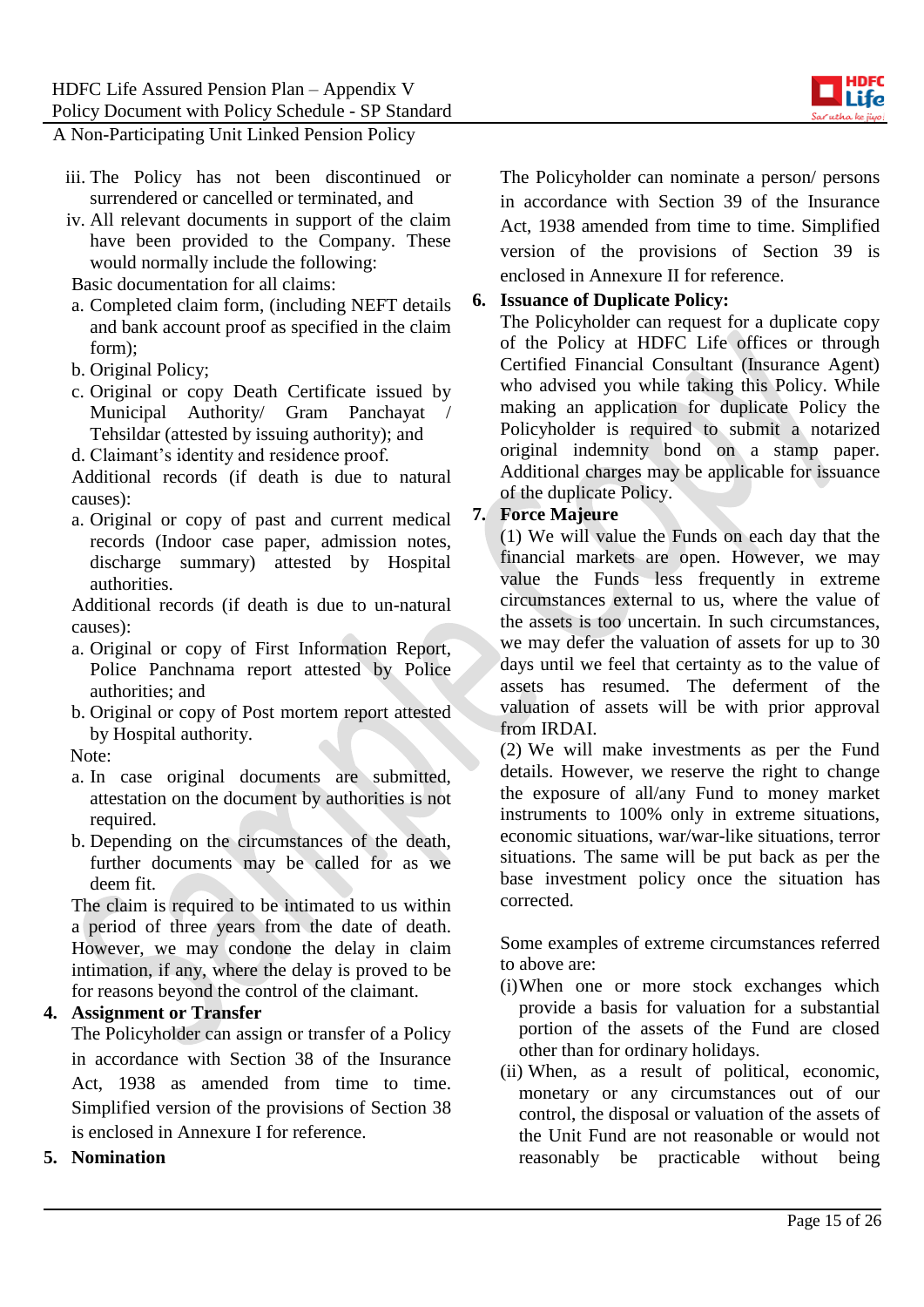iii. The Policy has not been discontinued or surrendered or cancelled or terminated, and
iv. All relevant documents in support of the claim have been provided to the Company. These would normally include the following:

Basic documentation for all claims:

a. Completed claim form, (including NEFT details and bank account proof as specified in the claim form);
b. Original Policy;
c. Original or copy Death Certificate issued by Municipal Authority/ Gram Panchayat / Tehsildar (attested by issuing authority); and
d. Claimant's identity and residence proof.

Additional records (if death is due to natural causes):

a. Original or copy of past and current medical records (Indoor case paper, admission notes, discharge summary) attested by Hospital authorities.

Additional records (if death is due to un-natural causes):

a. Original or copy of First Information Report, Police Panchnama report attested by Police authorities; and
b. Original or copy of Post mortem report attested by Hospital authority.

Note:

a. In case original documents are submitted, attestation on the document by authorities is not required.
b. Depending on the circumstances of the death, further documents may be called for as we deem fit.

The claim is required to be intimated to us within a period of three years from the date of death. However, we may condone the delay in claim intimation, if any, where the delay is proved to be for reasons beyond the control of the claimant.

**4. Assignment or Transfer**

The Policyholder can assign or transfer of a Policy in accordance with Section 38 of the Insurance Act, 1938 as amended from time to time. Simplified version of the provisions of Section 38 is enclosed in Annexure I for reference.

**5. Nomination**

The Policyholder can nominate a person/ persons in accordance with Section 39 of the Insurance Act, 1938 amended from time to time. Simplified version of the provisions of Section 39 is enclosed in Annexure II for reference.

**6. Issuance of Duplicate Policy:**

The Policyholder can request for a duplicate copy of the Policy at HDFC Life offices or through Certified Financial Consultant (Insurance Agent) who advised you while taking this Policy. While making an application for duplicate Policy the Policyholder is required to submit a notarized original indemnity bond on a stamp paper. Additional charges may be applicable for issuance of the duplicate Policy.

**7. Force Majeure**

(1) We will value the Funds on each day that the financial markets are open. However, we may value the Funds less frequently in extreme circumstances external to us, where the value of the assets is too uncertain. In such circumstances, we may defer the valuation of assets for up to 30 days until we feel that certainty as to the value of assets has resumed. The deferment of the valuation of assets will be with prior approval from IRDAI.

(2) We will make investments as per the Fund details. However, we reserve the right to change the exposure of all/any Fund to money market instruments to 100% only in extreme situations, economic situations, war/war-like situations, terror situations. The same will be put back as per the base investment policy once the situation has corrected.

Some examples of extreme circumstances referred to above are:

(i) When one or more stock exchanges which provide a basis for valuation for a substantial portion of the assets of the Fund are closed other than for ordinary holidays.

(ii) When, as a result of political, economic, monetary or any circumstances out of our control, the disposal or valuation of the assets of the Unit Fund are not reasonable or would not reasonably be practicable without being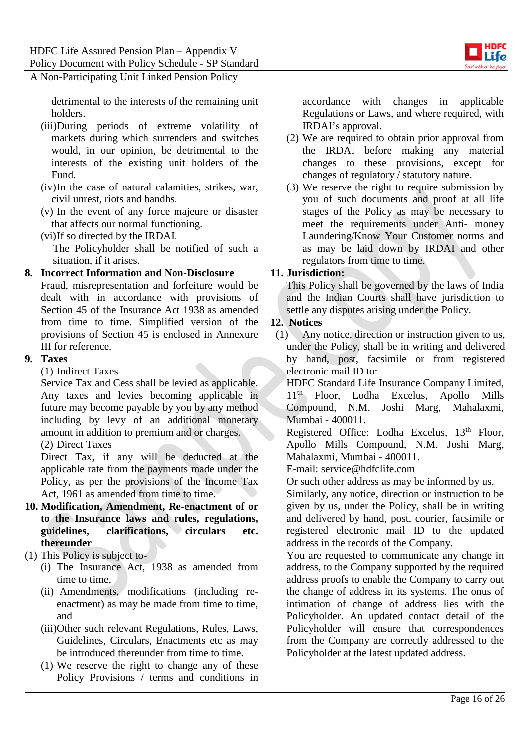detrimental to the interests of the remaining unit holders.

(iii) During periods of extreme volatility of markets during which surrenders and switches would, in our opinion, be detrimental to the interests of the existing unit holders of the Fund.

(iv) In the case of natural calamities, strikes, war, civil unrest, riots and bandhs.

(v) In the event of any force majeure or disaster that affects our normal functioning.

(vi) If so directed by the IRDAI.

The Policyholder shall be notified of such a situation, if it arises.

**8. Incorrect Information and Non-Disclosure**

Fraud, misrepresentation and forfeiture would be dealt with in accordance with provisions of Section 45 of the Insurance Act 1938 as amended from time to time. Simplified version of the provisions of Section 45 is enclosed in Annexure III for reference.

**9. Taxes**

(1) Indirect Taxes

Service Tax and Cess shall be levied as applicable. Any taxes and levies becoming applicable in future may become payable by you by any method including by levy of an additional monetary amount in addition to premium and or charges.

(2) Direct Taxes

Direct Tax, if any will be deducted at the applicable rate from the payments made under the Policy, as per the provisions of the Income Tax Act, 1961 as amended from time to time.

**10. Modification, Amendment, Re-enactment of or to the Insurance laws and rules, regulations, guidelines, clarifications, circulars etc. thereunder**

(1) This Policy is subject to-

(i) The Insurance Act, 1938 as amended from time to time,

(ii) Amendments, modifications (including re-enactment) as may be made from time to time, and

(iii) Other such relevant Regulations, Rules, Laws, Guidelines, Circulars, Enactments etc as may be introduced thereunder from time to time.

(1) We reserve the right to change any of these Policy Provisions / terms and conditions in accordance with changes in applicable Regulations or Laws, and where required, with IRDAI's approval.

(2) We are required to obtain prior approval from the IRDAI before making any material changes to these provisions, except for changes of regulatory / statutory nature.

(3) We reserve the right to require submission by you of such documents and proof at all life stages of the Policy as may be necessary to meet the requirements under Anti- money Laundering/Know Your Customer norms and as may be laid down by IRDAI and other regulators from time to time.

**11. Jurisdiction:**

This Policy shall be governed by the laws of India and the Indian Courts shall have jurisdiction to settle any disputes arising under the Policy.

**12. Notices**

(1) Any notice, direction or instruction given to us, under the Policy, shall be in writing and delivered by hand, post, facsimile or from registered electronic mail ID to:

HDFC Standard Life Insurance Company Limited, 11th Floor, Lodha Excelus, Apollo Mills Compound, N.M. Joshi Marg, Mahalaxmi, Mumbai - 400011.

Registered Office: Lodha Excelus, 13th Floor, Apollo Mills Compound, N.M. Joshi Marg, Mahalaxmi, Mumbai - 400011.

E-mail: service@hdfclife.com

Or such other address as may be informed by us.

Similarly, any notice, direction or instruction to be given by us, under the Policy, shall be in writing and delivered by hand, post, courier, facsimile or registered electronic mail ID to the updated address in the records of the Company.

You are requested to communicate any change in address, to the Company supported by the required address proofs to enable the Company to carry out the change of address in its systems. The onus of intimation of change of address lies with the Policyholder. An updated contact detail of the Policyholder will ensure that correspondences from the Company are correctly addressed to the Policyholder at the latest updated address.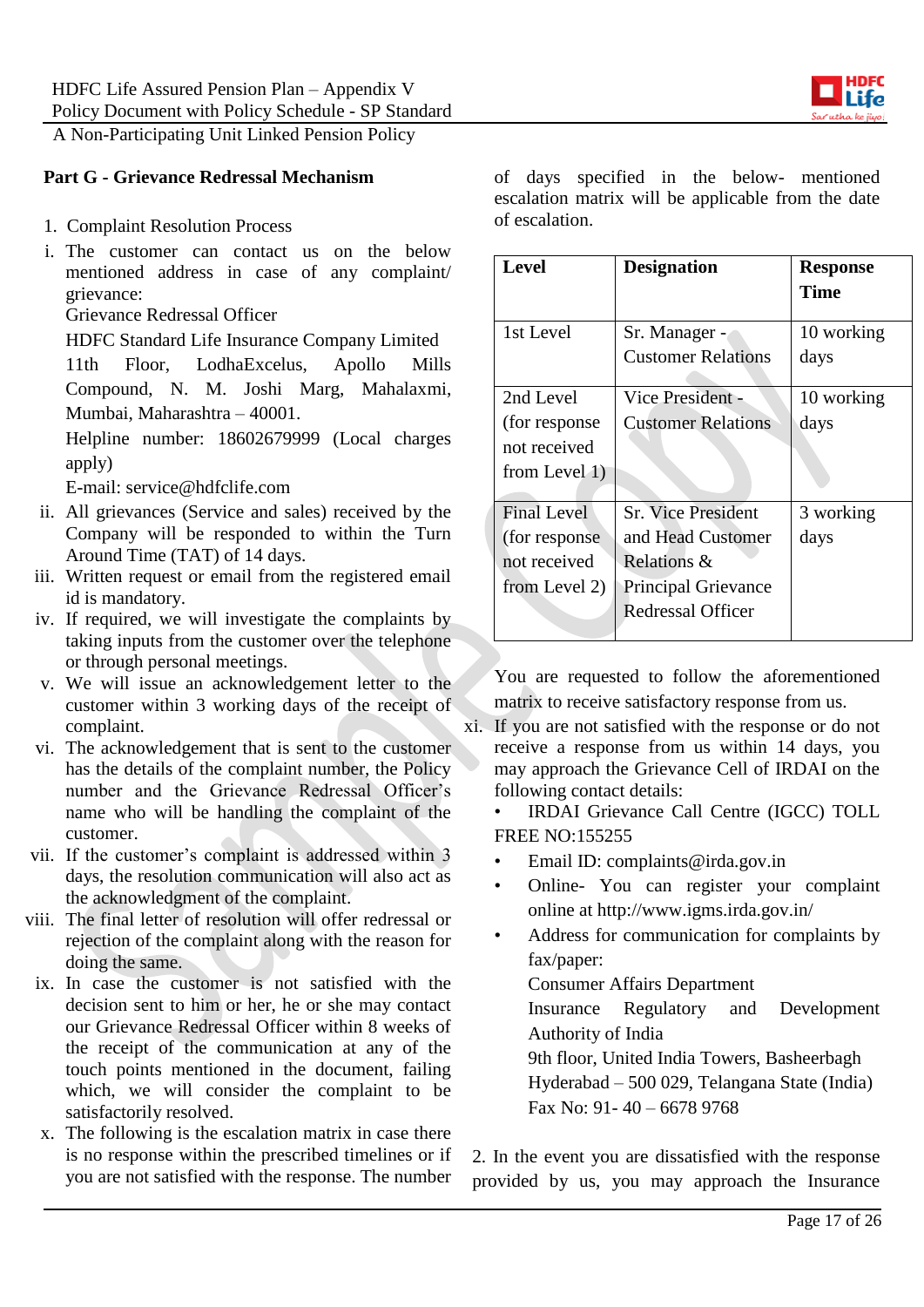## Part G - Grievance Redressal Mechanism

1. Complaint Resolution Process

i. The customer can contact us on the below mentioned address in case of any complaint/ grievance:
   Grievance Redressal Officer
   HDFC Standard Life Insurance Company Limited
   11th Floor, LodhaExcelus, Apollo Mills Compound, N. M. Joshi Marg, Mahalaxmi, Mumbai, Maharashtra – 40001.
   Helpline number: 18602679999 (Local charges apply)
   E-mail: service@hdfclife.com

ii. All grievances (Service and sales) received by the Company will be responded to within the Turn Around Time (TAT) of 14 days.

iii. Written request or email from the registered email id is mandatory.

iv. If required, we will investigate the complaints by taking inputs from the customer over the telephone or through personal meetings.

v. We will issue an acknowledgement letter to the customer within 3 working days of the receipt of complaint.

vi. The acknowledgement that is sent to the customer has the details of the complaint number, the Policy number and the Grievance Redressal Officer's name who will be handling the complaint of the customer.

vii. If the customer's complaint is addressed within 3 days, the resolution communication will also act as the acknowledgment of the complaint.

viii. The final letter of resolution will offer redressal or rejection of the complaint along with the reason for doing the same.

ix. In case the customer is not satisfied with the decision sent to him or her, he or she may contact our Grievance Redressal Officer within 8 weeks of the receipt of the communication at any of the touch points mentioned in the document, failing which, we will consider the complaint to be satisfactorily resolved.

x. The following is the escalation matrix in case there is no response within the prescribed timelines or if you are not satisfied with the response. The number of days specified in the below- mentioned escalation matrix will be applicable from the date of escalation.

| Level | Designation | Response Time |
|---|---|---|
| 1st Level | Sr. Manager - Customer Relations | 10 working days |
| 2nd Level (for response not received from Level 1) | Vice President - Customer Relations | 10 working days |
| Final Level (for response not received from Level 2) | Sr. Vice President and Head Customer Relations & Principal Grievance Redressal Officer | 3 working days |

You are requested to follow the aforementioned matrix to receive satisfactory response from us.

xi. If you are not satisfied with the response or do not receive a response from us within 14 days, you may approach the Grievance Cell of IRDAI on the following contact details:

- IRDAI Grievance Call Centre (IGCC) TOLL FREE NO:155255
- Email ID: complaints@irda.gov.in
- Online- You can register your complaint online at http://www.igms.irda.gov.in/
- Address for communication for complaints by fax/paper:
  Consumer Affairs Department
  Insurance Regulatory and Development Authority of India
  9th floor, United India Towers, Basheerbagh
  Hyderabad – 500 029, Telangana State (India)
  Fax No: 91- 40 – 6678 9768

2. In the event you are dissatisfied with the response provided by us, you may approach the Insurance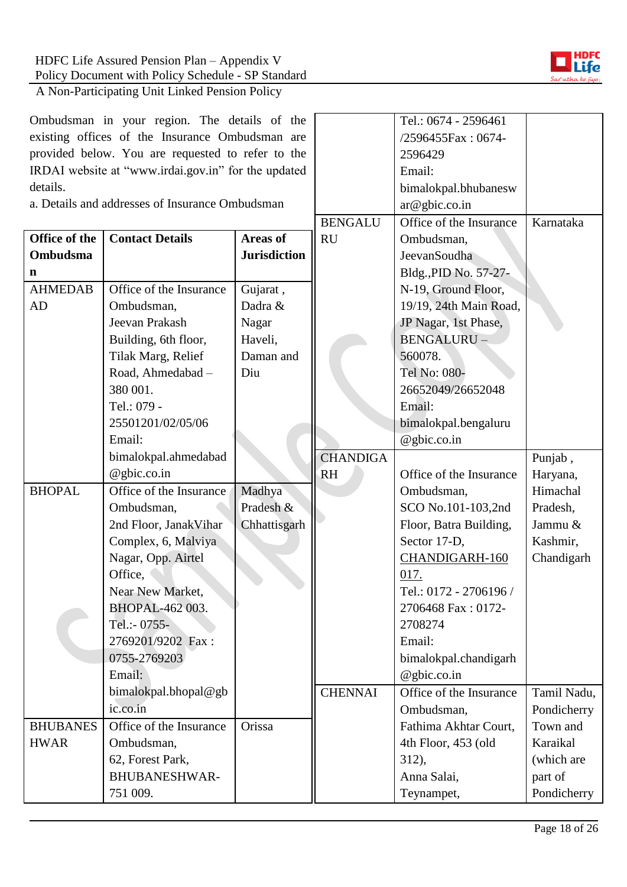Ombudsman in your region. The details of the existing offices of the Insurance Ombudsman are provided below. You are requested to refer to the IRDAI website at "www.irdai.gov.in" for the updated details.

a. Details and addresses of Insurance Ombudsman

| Office of the Ombudsman | Contact Details | Areas of Jurisdiction |
|---|---|---|
| AHMEDABAD | Office of the Insurance Ombudsman, Jeevan Prakash Building, 6th floor, Tilak Marg, Relief Road, Ahmedabad – 380 001. Tel.: 079 - 25501201/02/05/06 Email: bimalokpal.ahmedabad@gbic.co.in | Gujarat , Dadra & Nagar Haveli, Daman and Diu |
| BHOPAL | Office of the Insurance Ombudsman, 2nd Floor, JanakVihar Complex, 6, Malviya Nagar, Opp. Airtel Office, Near New Market, BHOPAL-462 003. Tel.:- 0755-2769201/9202 Fax : 0755-2769203 Email: bimalokpal.bhopal@gbic.co.in | Madhya Pradesh & Chhattisgarh |
| BHUBANESHWAR | Office of the Insurance Ombudsman, 62, Forest Park, BHUBANESHWAR-751 009. Tel.: 0674 - 2596461 /2596455Fax : 0674-2596429 Email: bimalokpal.bhubaneswar@gbic.co.in | Orissa |
| BENGALURU | Office of the Insurance Ombudsman, JeevanSoudha Bldg.,PID No. 57-27-N-19, Ground Floor, 19/19, 24th Main Road, JP Nagar, 1st Phase, BENGALURU – 560078. Tel No: 080-26652049/26652048 Email: bimalokpal.bengaluru@gbic.co.in | Karnataka |
| CHANDIGARH | Office of the Insurance Ombudsman, SCO No.101-103,2nd Floor, Batra Building, Sector 17-D, CHANDIGARH-160 017. Tel.: 0172 - 2706196 / 2706468 Fax : 0172-2708274 Email: bimalokpal.chandigarh@gbic.co.in | Punjab , Haryana, Himachal Pradesh, Jammu & Kashmir, Chandigarh |
| CHENNAI | Office of the Insurance Ombudsman, Fathima Akhtar Court, 4th Floor, 453 (old 312), Anna Salai, Teynampet, | Tamil Nadu, Pondicherry Town and Karaikal (which are part of Pondicherry |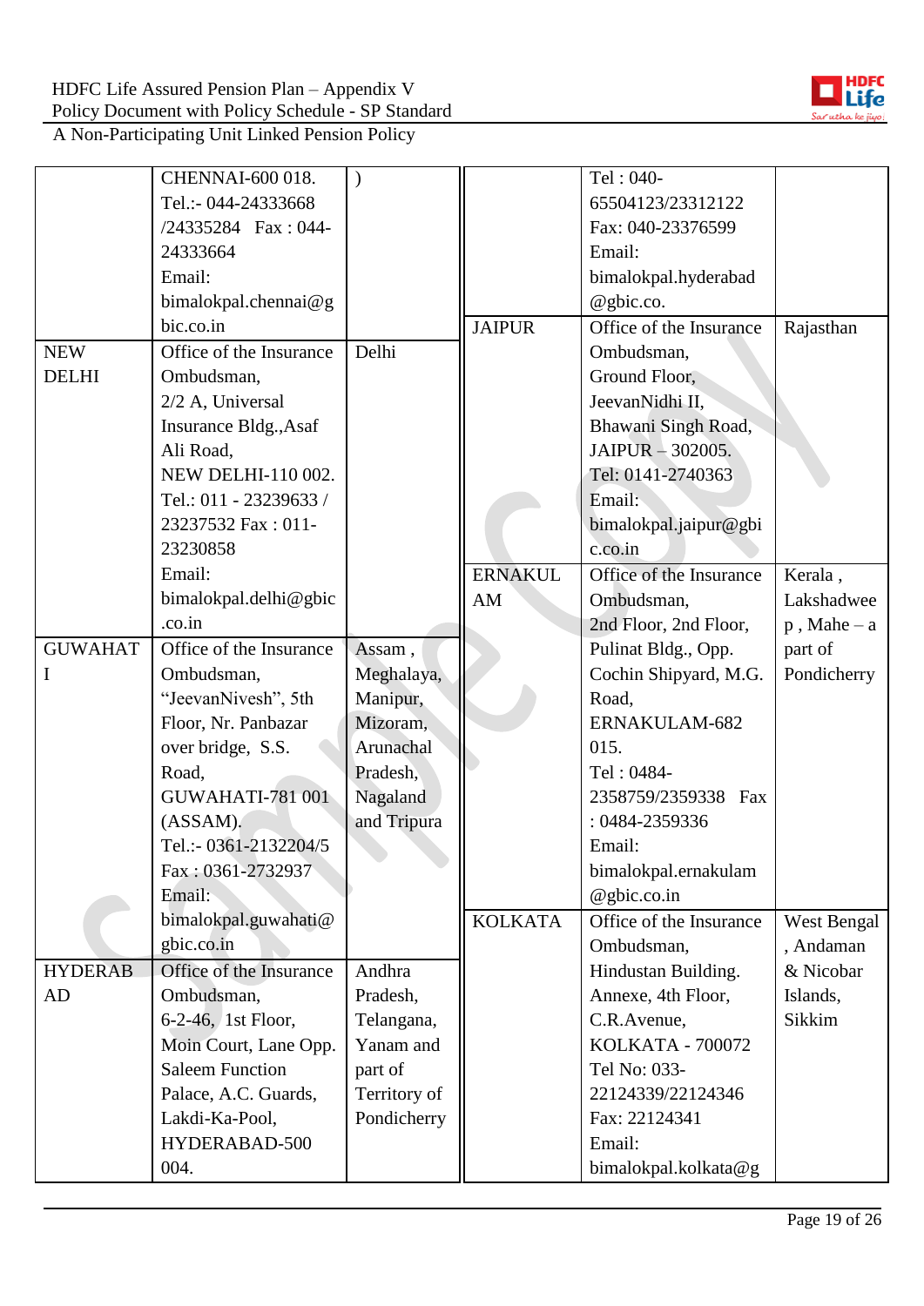| | | |
|---|---|---|
| | CHENNAI-600 018. Tel.:- 044-24333668 /24335284 Fax : 044-24333664 Email: bimalokpal.chennai@gbic.co.in | ) |
| NEW DELHI | Office of the Insurance Ombudsman, 2/2 A, Universal Insurance Bldg.,Asaf Ali Road, NEW DELHI-110 002. Tel.: 011 - 23239633 / 23237532 Fax : 011-23230858 Email: bimalokpal.delhi@gbic.co.in | Delhi |
| GUWAHATI | Office of the Insurance Ombudsman, "JeevanNivesh", 5th Floor, Nr. Panbazar over bridge, S.S. Road, GUWAHATI-781 001 (ASSAM). Tel.:- 0361-2132204/5 Fax : 0361-2732937 Email: bimalokpal.guwahati@gbic.co.in | Assam , Meghalaya, Manipur, Mizoram, Arunachal Pradesh, Nagaland and Tripura |
| HYDERABAD | Office of the Insurance Ombudsman, 6-2-46, 1st Floor, Moin Court, Lane Opp. Saleem Function Palace, A.C. Guards, Lakdi-Ka-Pool, HYDERABAD-500 004. | Andhra Pradesh, Telangana, Yanam and part of Territory of Pondicherry |

| | | |
|---|---|---|
| | Tel : 040-65504123/23312122 Fax: 040-23376599 Email: bimalokpal.hyderabad@gbic.co. | |
| JAIPUR | Office of the Insurance Ombudsman, Ground Floor, JeevanNidhi II, Bhawani Singh Road, JAIPUR – 302005. Tel: 0141-2740363 Email: bimalokpal.jaipur@gbic.co.in | Rajasthan |
| ERNAKULAM | Office of the Insurance Ombudsman, 2nd Floor, 2nd Floor, Pulinat Bldg., Opp. Cochin Shipyard, M.G. Road, ERNAKULAM-682 015. Tel : 0484-2358759/2359338 Fax : 0484-2359336 Email: bimalokpal.ernakulam@gbic.co.in | Kerala , Lakshadweep , Mahe – a part of Pondicherry |
| KOLKATA | Office of the Insurance Ombudsman, Hindustan Building. Annexe, 4th Floor, C.R.Avenue, KOLKATA - 700072 Tel No: 033-22124339/22124346 Fax: 22124341 Email: bimalokpal.kolkata@g | West Bengal , Andaman & Nicobar Islands, Sikkim |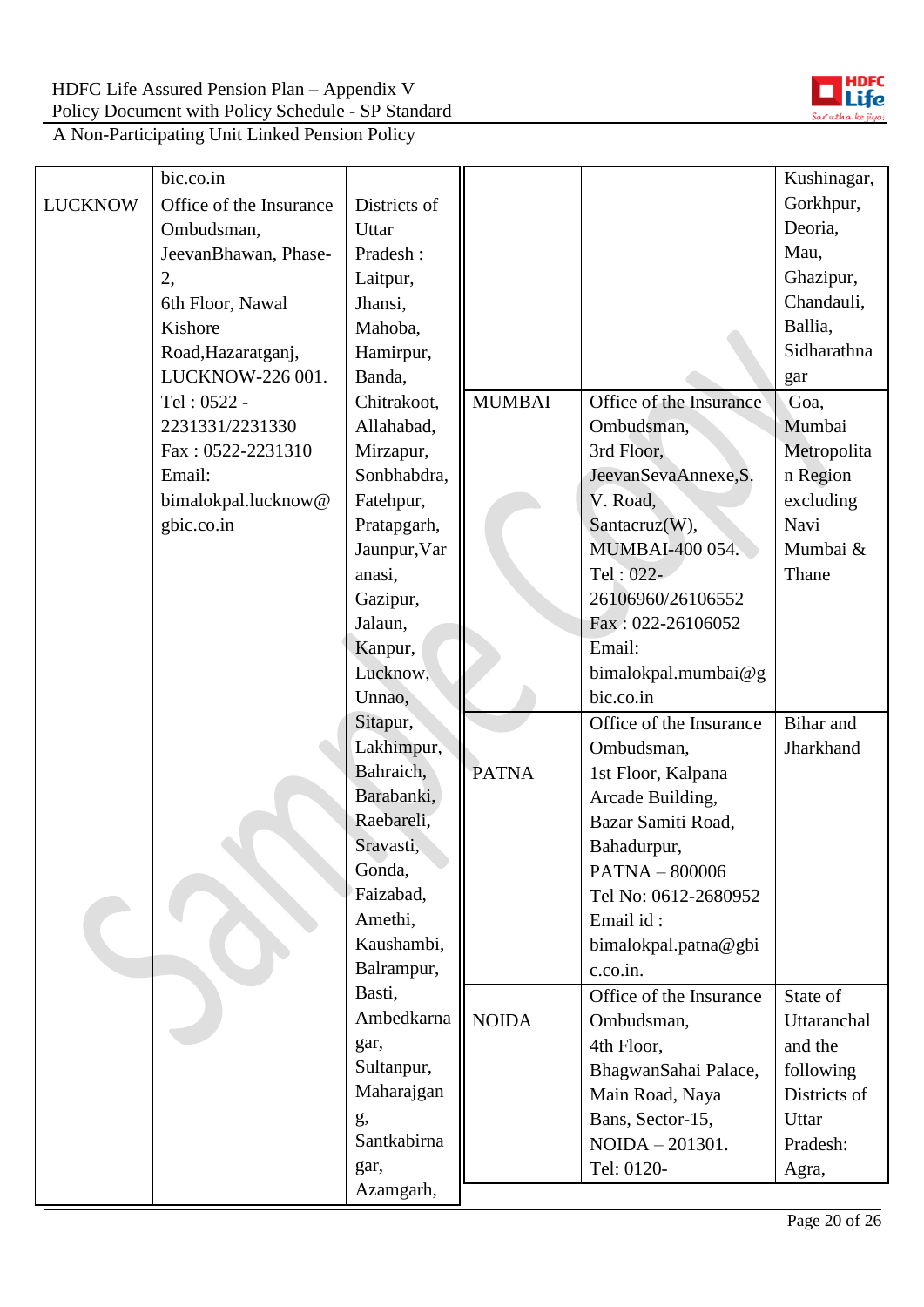| | | | | | |
|---|---|---|---|---|---|
| | bic.co.in | | | | Kushinagar, Gorkhpur, Deoria, Mau, Ghazipur, Chandauli, Ballia, Sidharathnagar |
| LUCKNOW | Office of the Insurance Ombudsman, JeevanBhawan, Phase-2, 6th Floor, Nawal Kishore Road,Hazaratganj, LUCKNOW-226 001. Tel : 0522 - 2231331/2231330 Fax : 0522-2231310 Email: bimalokpal.lucknow@gbic.co.in | Districts of Uttar Pradesh : Laitpur, Jhansi, Mahoba, Hamirpur, Banda, Chitrakoot, Allahabad, Mirzapur, Sonbhabdra, Fatehpur, Pratapgarh, Jaunpur,Varanasi, Gazipur, Jalaun, Kanpur, Lucknow, Unnao, Sitapur, Lakhimpur, Bahraich, Barabanki, Raebareli, Sravasti, Gonda, Faizabad, Amethi, Kaushambi, Balrampur, Basti, Ambedkarnagar, Sultanpur, Maharajgang, Santkabirnagar, Azamgarh, | MUMBAI | Office of the Insurance Ombudsman, 3rd Floor, JeevanSevaAnnexe,S. V. Road, Santacruz(W), MUMBAI-400 054. Tel : 022-26106960/26106552 Fax : 022-26106052 Email: bimalokpal.mumbai@gbic.co.in | Goa, Mumbai Metropolitan Region excluding Navi Mumbai & Thane |
| | | | PATNA | Office of the Insurance Ombudsman, 1st Floor, Kalpana Arcade Building, Bazar Samiti Road, Bahadurpur, PATNA – 800006 Tel No: 0612-2680952 Email id : bimalokpal.patna@gbic.co.in. | Bihar and Jharkhand |
| | | | NOIDA | Office of the Insurance Ombudsman, 4th Floor, BhagwanSahai Palace, Main Road, Naya Bans, Sector-15, NOIDA – 201301. Tel: 0120- | State of Uttaranchal and the following Districts of Uttar Pradesh: Agra, |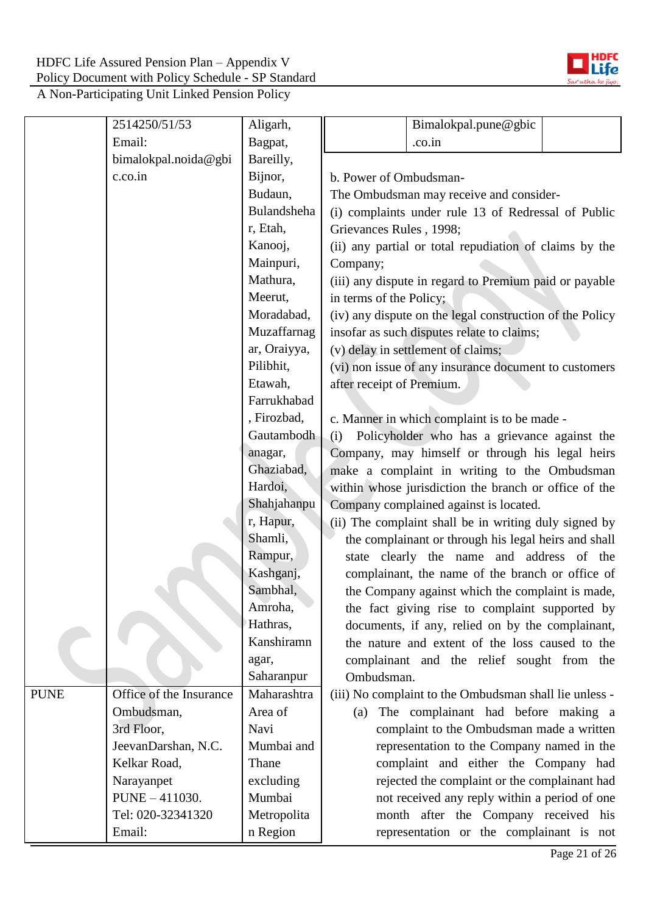| | | |
|---|---|---|
| | 2514250/51/53<br>Email:<br>bimalokpal.noida@gbic.co.in | Aligarh, Bagpat, Bareilly, Bijnor, Budaun, Bulandshehar, Etah, Kanooj, Mainpuri, Mathura, Meerut, Moradabad, Muzaffarnagar, Oraiyya, Pilibhit, Etawah, Farrukhabad, Firozbad, Gautambodhanagar, Ghaziabad, Hardoi, Shahjahanpur, Hapur, Shamli, Rampur, Kashganj, Sambhal, Amroha, Hathras, Kanshiramnagar, Saharanpur |
| PUNE | Office of the Insurance Ombudsman,<br>3rd Floor,<br>JeevanDarshan, N.C. Kelkar Road,<br>Narayanpet<br>PUNE – 411030.<br>Tel: 020-32341320<br>Email: | Maharashtra Area of Navi Mumbai and Thane excluding Mumbai Metropolitan Region |

| | | |
|---|---|---|
| | Bimalokpal.pune@gbic.co.in | |

b. Power of Ombudsman-

The Ombudsman may receive and consider-

(i) complaints under rule 13 of Redressal of Public Grievances Rules , 1998;

(ii) any partial or total repudiation of claims by the Company;

(iii) any dispute in regard to Premium paid or payable in terms of the Policy;

(iv) any dispute on the legal construction of the Policy insofar as such disputes relate to claims;

(v) delay in settlement of claims;

(vi) non issue of any insurance document to customers after receipt of Premium.

c. Manner in which complaint is to be made -

(i) Policyholder who has a grievance against the Company, may himself or through his legal heirs make a complaint in writing to the Ombudsman within whose jurisdiction the branch or office of the Company complained against is located.

(ii) The complaint shall be in writing duly signed by the complainant or through his legal heirs and shall state clearly the name and address of the complainant, the name of the branch or office of the Company against which the complaint is made, the fact giving rise to complaint supported by documents, if any, relied on by the complainant, the nature and extent of the loss caused to the complainant and the relief sought from the Ombudsman.

(iii) No complaint to the Ombudsman shall lie unless -

(a) The complainant had before making a complaint to the Ombudsman made a written representation to the Company named in the complaint and either the Company had rejected the complaint or the complainant had not received any reply within a period of one month after the Company received his representation or the complainant is not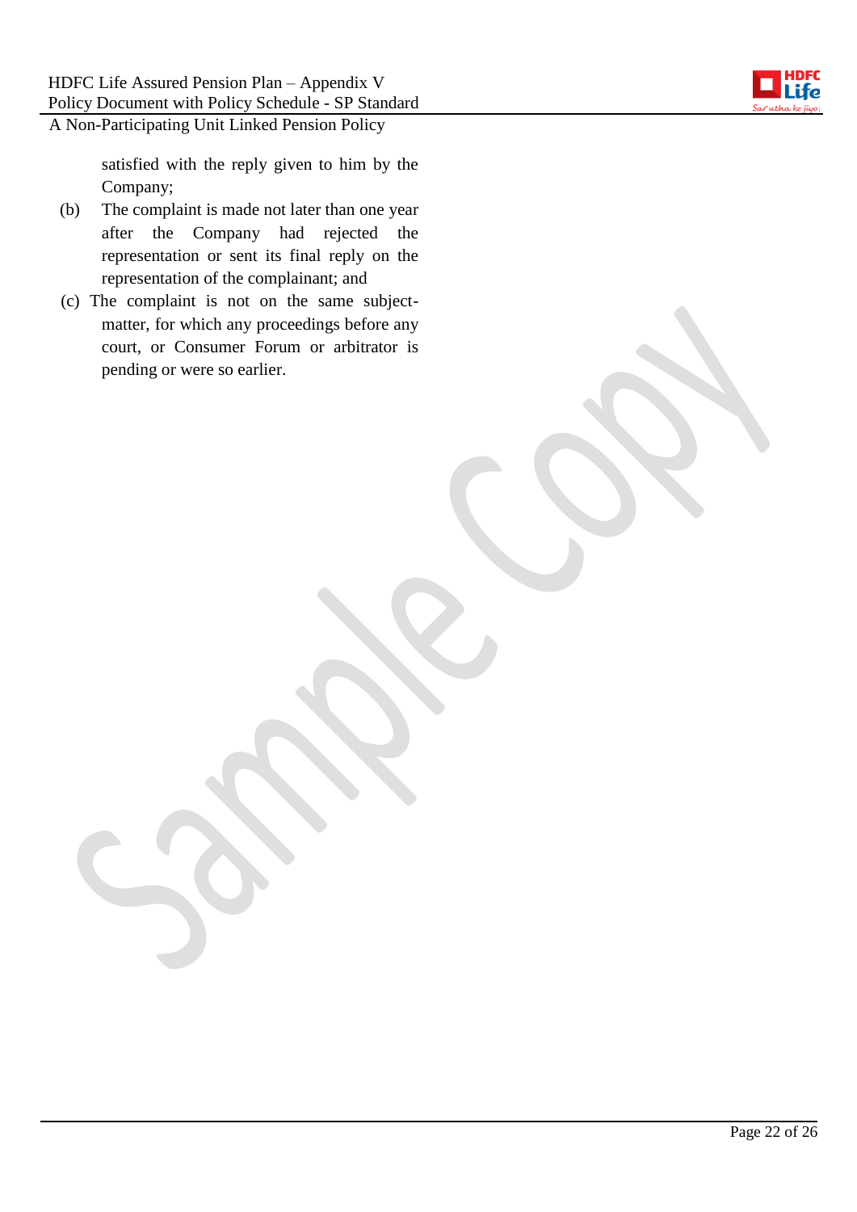satisfied with the reply given to him by the Company;

(b) The complaint is made not later than one year after the Company had rejected the representation or sent its final reply on the representation of the complainant; and

(c) The complaint is not on the same subject-matter, for which any proceedings before any court, or Consumer Forum or arbitrator is pending or were so earlier.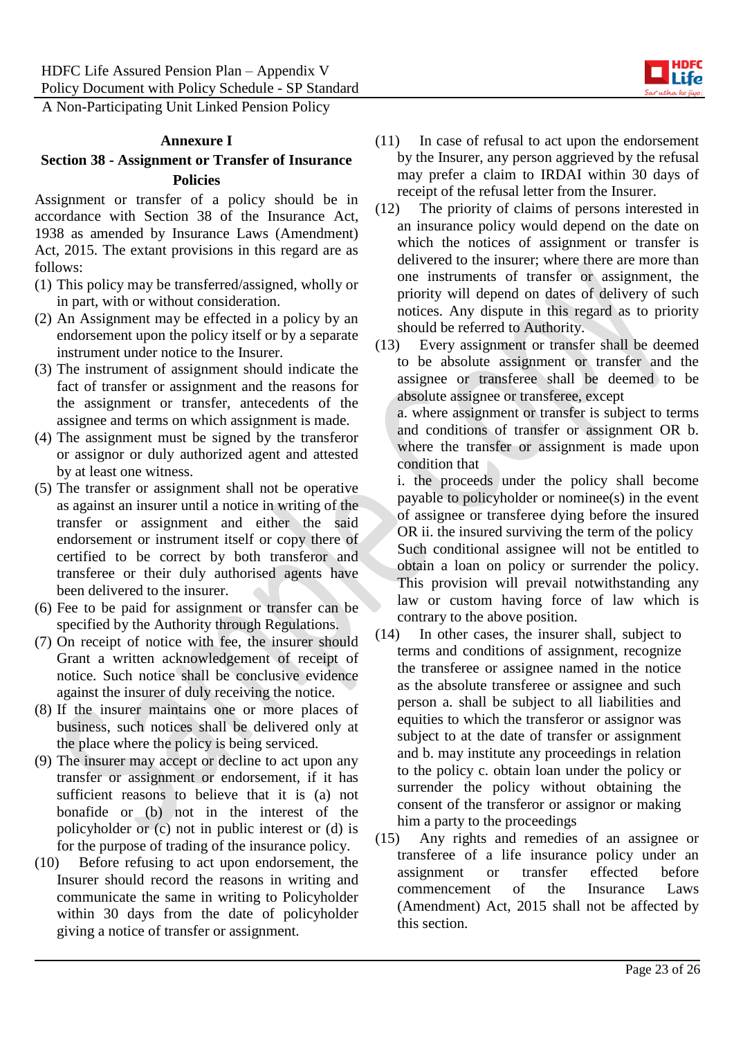## Annexure I

## Section 38 - Assignment or Transfer of Insurance Policies

Assignment or transfer of a policy should be in accordance with Section 38 of the Insurance Act, 1938 as amended by Insurance Laws (Amendment) Act, 2015. The extant provisions in this regard are as follows:

(1) This policy may be transferred/assigned, wholly or in part, with or without consideration.

(2) An Assignment may be effected in a policy by an endorsement upon the policy itself or by a separate instrument under notice to the Insurer.

(3) The instrument of assignment should indicate the fact of transfer or assignment and the reasons for the assignment or transfer, antecedents of the assignee and terms on which assignment is made.

(4) The assignment must be signed by the transferor or assignor or duly authorized agent and attested by at least one witness.

(5) The transfer or assignment shall not be operative as against an insurer until a notice in writing of the transfer or assignment and either the said endorsement or instrument itself or copy there of certified to be correct by both transferor and transferee or their duly authorised agents have been delivered to the insurer.

(6) Fee to be paid for assignment or transfer can be specified by the Authority through Regulations.

(7) On receipt of notice with fee, the insurer should Grant a written acknowledgement of receipt of notice. Such notice shall be conclusive evidence against the insurer of duly receiving the notice.

(8) If the insurer maintains one or more places of business, such notices shall be delivered only at the place where the policy is being serviced.

(9) The insurer may accept or decline to act upon any transfer or assignment or endorsement, if it has sufficient reasons to believe that it is (a) not bonafide or (b) not in the interest of the policyholder or (c) not in public interest or (d) is for the purpose of trading of the insurance policy.

(10) Before refusing to act upon endorsement, the Insurer should record the reasons in writing and communicate the same in writing to Policyholder within 30 days from the date of policyholder giving a notice of transfer or assignment.

(11) In case of refusal to act upon the endorsement by the Insurer, any person aggrieved by the refusal may prefer a claim to IRDAI within 30 days of receipt of the refusal letter from the Insurer.

(12) The priority of claims of persons interested in an insurance policy would depend on the date on which the notices of assignment or transfer is delivered to the insurer; where there are more than one instruments of transfer or assignment, the priority will depend on dates of delivery of such notices. Any dispute in this regard as to priority should be referred to Authority.

(13) Every assignment or transfer shall be deemed to be absolute assignment or transfer and the assignee or transferee shall be deemed to be absolute assignee or transferee, except
a. where assignment or transfer is subject to terms and conditions of transfer or assignment OR b. where the transfer or assignment is made upon condition that
i. the proceeds under the policy shall become payable to policyholder or nominee(s) in the event of assignee or transferee dying before the insured OR ii. the insured surviving the term of the policy
Such conditional assignee will not be entitled to obtain a loan on policy or surrender the policy. This provision will prevail notwithstanding any law or custom having force of law which is contrary to the above position.

(14) In other cases, the insurer shall, subject to terms and conditions of assignment, recognize the transferee or assignee named in the notice as the absolute transferee or assignee and such person a. shall be subject to all liabilities and equities to which the transferor or assignor was subject to at the date of transfer or assignment and b. may institute any proceedings in relation to the policy c. obtain loan under the policy or surrender the policy without obtaining the consent of the transferor or assignor or making him a party to the proceedings

(15) Any rights and remedies of an assignee or transferee of a life insurance policy under an assignment or transfer effected before commencement of the Insurance Laws (Amendment) Act, 2015 shall not be affected by this section.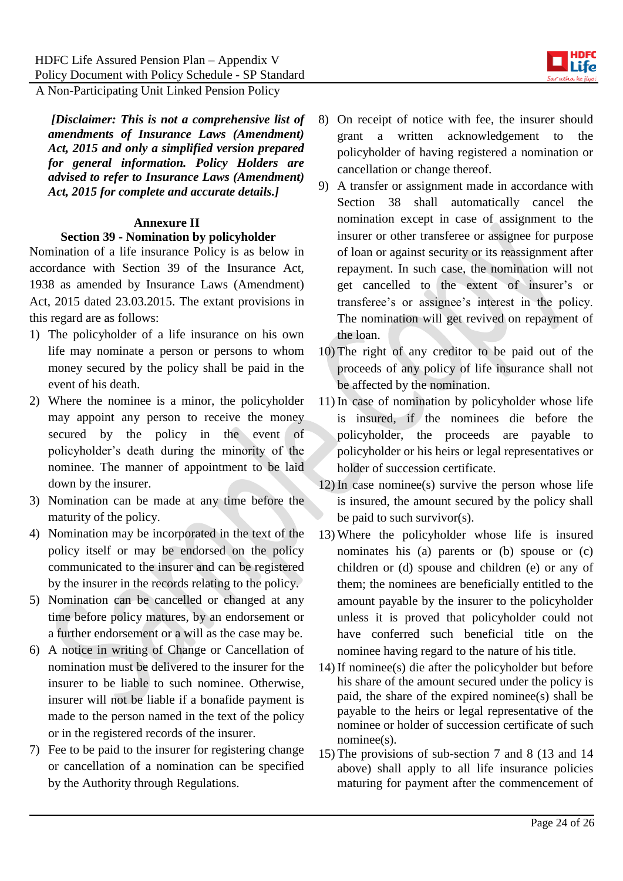*[Disclaimer: This is not a comprehensive list of amendments of Insurance Laws (Amendment) Act, 2015 and only a simplified version prepared for general information. Policy Holders are advised to refer to Insurance Laws (Amendment) Act, 2015 for complete and accurate details.]*

## Annexure II

### Section 39 - Nomination by policyholder

Nomination of a life insurance Policy is as below in accordance with Section 39 of the Insurance Act, 1938 as amended by Insurance Laws (Amendment) Act, 2015 dated 23.03.2015. The extant provisions in this regard are as follows:

1) The policyholder of a life insurance on his own life may nominate a person or persons to whom money secured by the policy shall be paid in the event of his death.
2) Where the nominee is a minor, the policyholder may appoint any person to receive the money secured by the policy in the event of policyholder's death during the minority of the nominee. The manner of appointment to be laid down by the insurer.
3) Nomination can be made at any time before the maturity of the policy.
4) Nomination may be incorporated in the text of the policy itself or may be endorsed on the policy communicated to the insurer and can be registered by the insurer in the records relating to the policy.
5) Nomination can be cancelled or changed at any time before policy matures, by an endorsement or a further endorsement or a will as the case may be.
6) A notice in writing of Change or Cancellation of nomination must be delivered to the insurer for the insurer to be liable to such nominee. Otherwise, insurer will not be liable if a bonafide payment is made to the person named in the text of the policy or in the registered records of the insurer.
7) Fee to be paid to the insurer for registering change or cancellation of a nomination can be specified by the Authority through Regulations.
8) On receipt of notice with fee, the insurer should grant a written acknowledgement to the policyholder of having registered a nomination or cancellation or change thereof.
9) A transfer or assignment made in accordance with Section 38 shall automatically cancel the nomination except in case of assignment to the insurer or other transferee or assignee for purpose of loan or against security or its reassignment after repayment. In such case, the nomination will not get cancelled to the extent of insurer's or transferee's or assignee's interest in the policy. The nomination will get revived on repayment of the loan.
10) The right of any creditor to be paid out of the proceeds of any policy of life insurance shall not be affected by the nomination.
11) In case of nomination by policyholder whose life is insured, if the nominees die before the policyholder, the proceeds are payable to policyholder or his heirs or legal representatives or holder of succession certificate.
12) In case nominee(s) survive the person whose life is insured, the amount secured by the policy shall be paid to such survivor(s).
13) Where the policyholder whose life is insured nominates his (a) parents or (b) spouse or (c) children or (d) spouse and children (e) or any of them; the nominees are beneficially entitled to the amount payable by the insurer to the policyholder unless it is proved that policyholder could not have conferred such beneficial title on the nominee having regard to the nature of his title.
14) If nominee(s) die after the policyholder but before his share of the amount secured under the policy is paid, the share of the expired nominee(s) shall be payable to the heirs or legal representative of the nominee or holder of succession certificate of such nominee(s).
15) The provisions of sub-section 7 and 8 (13 and 14 above) shall apply to all life insurance policies maturing for payment after the commencement of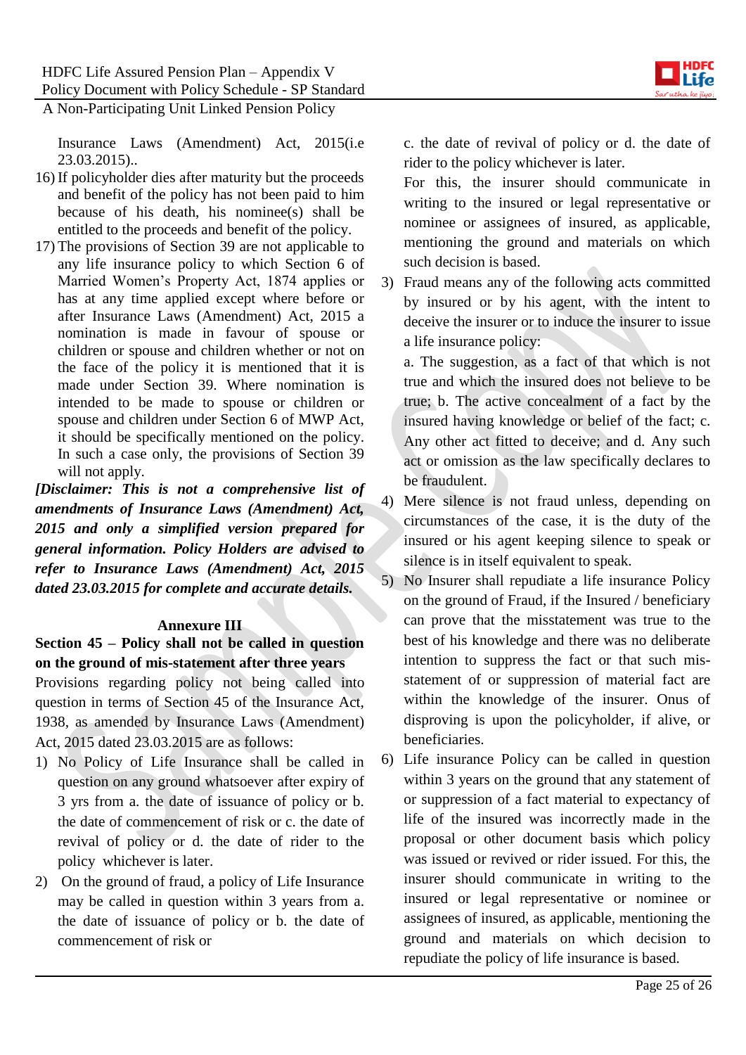Insurance Laws (Amendment) Act, 2015(i.e 23.03.2015)..

16) If policyholder dies after maturity but the proceeds and benefit of the policy has not been paid to him because of his death, his nominee(s) shall be entitled to the proceeds and benefit of the policy.

17) The provisions of Section 39 are not applicable to any life insurance policy to which Section 6 of Married Women's Property Act, 1874 applies or has at any time applied except where before or after Insurance Laws (Amendment) Act, 2015 a nomination is made in favour of spouse or children or spouse and children whether or not on the face of the policy it is mentioned that it is made under Section 39. Where nomination is intended to be made to spouse or children or spouse and children under Section 6 of MWP Act, it should be specifically mentioned on the policy. In such a case only, the provisions of Section 39 will not apply.

***[Disclaimer: This is not a comprehensive list of amendments of Insurance Laws (Amendment) Act, 2015 and only a simplified version prepared for general information. Policy Holders are advised to refer to Insurance Laws (Amendment) Act, 2015 dated 23.03.2015 for complete and accurate details.***

## Annexure III

**Section 45 – Policy shall not be called in question on the ground of mis-statement after three years**

Provisions regarding policy not being called into question in terms of Section 45 of the Insurance Act, 1938, as amended by Insurance Laws (Amendment) Act, 2015 dated 23.03.2015 are as follows:

1) No Policy of Life Insurance shall be called in question on any ground whatsoever after expiry of 3 yrs from a. the date of issuance of policy or b. the date of commencement of risk or c. the date of revival of policy or d. the date of rider to the policy whichever is later.

2) On the ground of fraud, a policy of Life Insurance may be called in question within 3 years from a. the date of issuance of policy or b. the date of commencement of risk or c. the date of revival of policy or d. the date of rider to the policy whichever is later.
   For this, the insurer should communicate in writing to the insured or legal representative or nominee or assignees of insured, as applicable, mentioning the ground and materials on which such decision is based.

3) Fraud means any of the following acts committed by insured or by his agent, with the intent to deceive the insurer or to induce the insurer to issue a life insurance policy:
   a. The suggestion, as a fact of that which is not true and which the insured does not believe to be true; b. The active concealment of a fact by the insured having knowledge or belief of the fact; c. Any other act fitted to deceive; and d. Any such act or omission as the law specifically declares to be fraudulent.

4) Mere silence is not fraud unless, depending on circumstances of the case, it is the duty of the insured or his agent keeping silence to speak or silence is in itself equivalent to speak.

5) No Insurer shall repudiate a life insurance Policy on the ground of Fraud, if the Insured / beneficiary can prove that the misstatement was true to the best of his knowledge and there was no deliberate intention to suppress the fact or that such mis-statement of or suppression of material fact are within the knowledge of the insurer. Onus of disproving is upon the policyholder, if alive, or beneficiaries.

6) Life insurance Policy can be called in question within 3 years on the ground that any statement of or suppression of a fact material to expectancy of life of the insured was incorrectly made in the proposal or other document basis which policy was issued or revived or rider issued. For this, the insurer should communicate in writing to the insured or legal representative or nominee or assignees of insured, as applicable, mentioning the ground and materials on which decision to repudiate the policy of life insurance is based.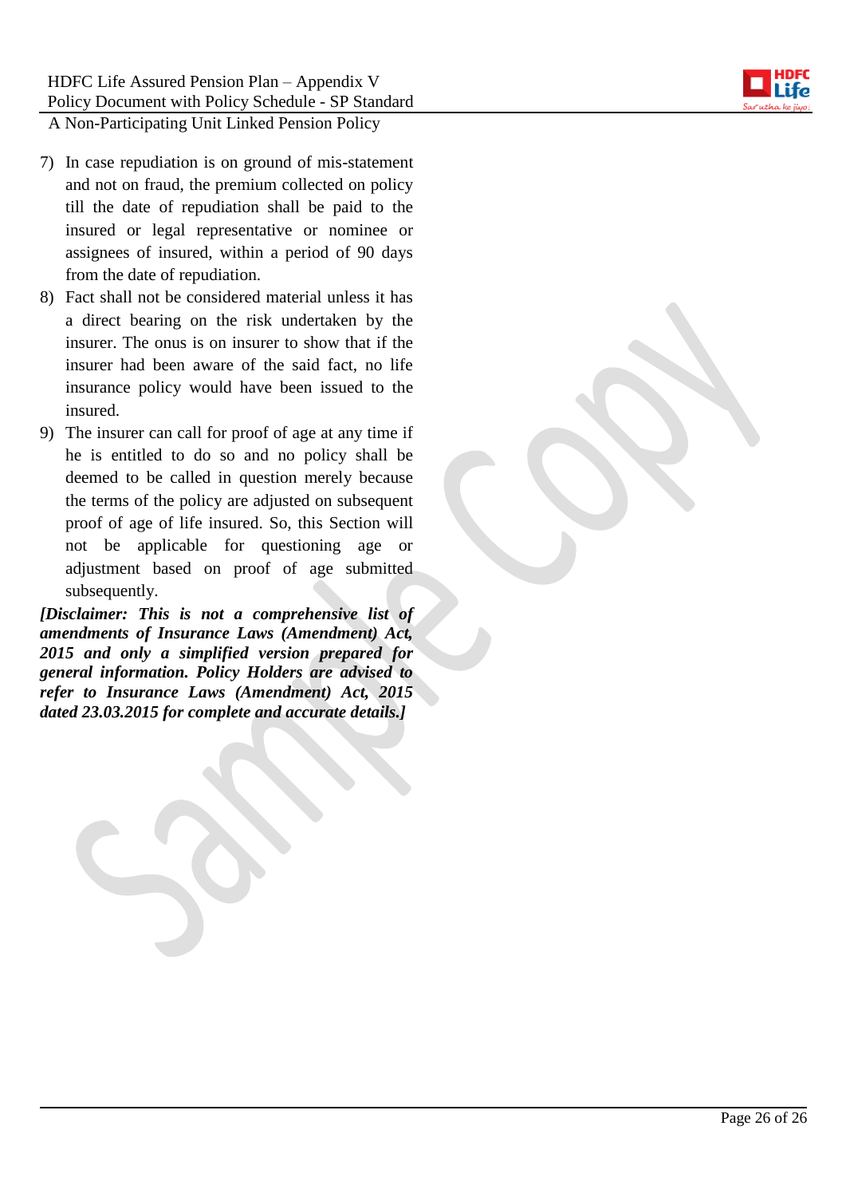7) In case repudiation is on ground of mis-statement and not on fraud, the premium collected on policy till the date of repudiation shall be paid to the insured or legal representative or nominee or assignees of insured, within a period of 90 days from the date of repudiation.
8) Fact shall not be considered material unless it has a direct bearing on the risk undertaken by the insurer. The onus is on insurer to show that if the insurer had been aware of the said fact, no life insurance policy would have been issued to the insured.
9) The insurer can call for proof of age at any time if he is entitled to do so and no policy shall be deemed to be called in question merely because the terms of the policy are adjusted on subsequent proof of age of life insured. So, this Section will not be applicable for questioning age or adjustment based on proof of age submitted subsequently.

***[Disclaimer: This is not a comprehensive list of amendments of Insurance Laws (Amendment) Act, 2015 and only a simplified version prepared for general information. Policy Holders are advised to refer to Insurance Laws (Amendment) Act, 2015 dated 23.03.2015 for complete and accurate details.]***